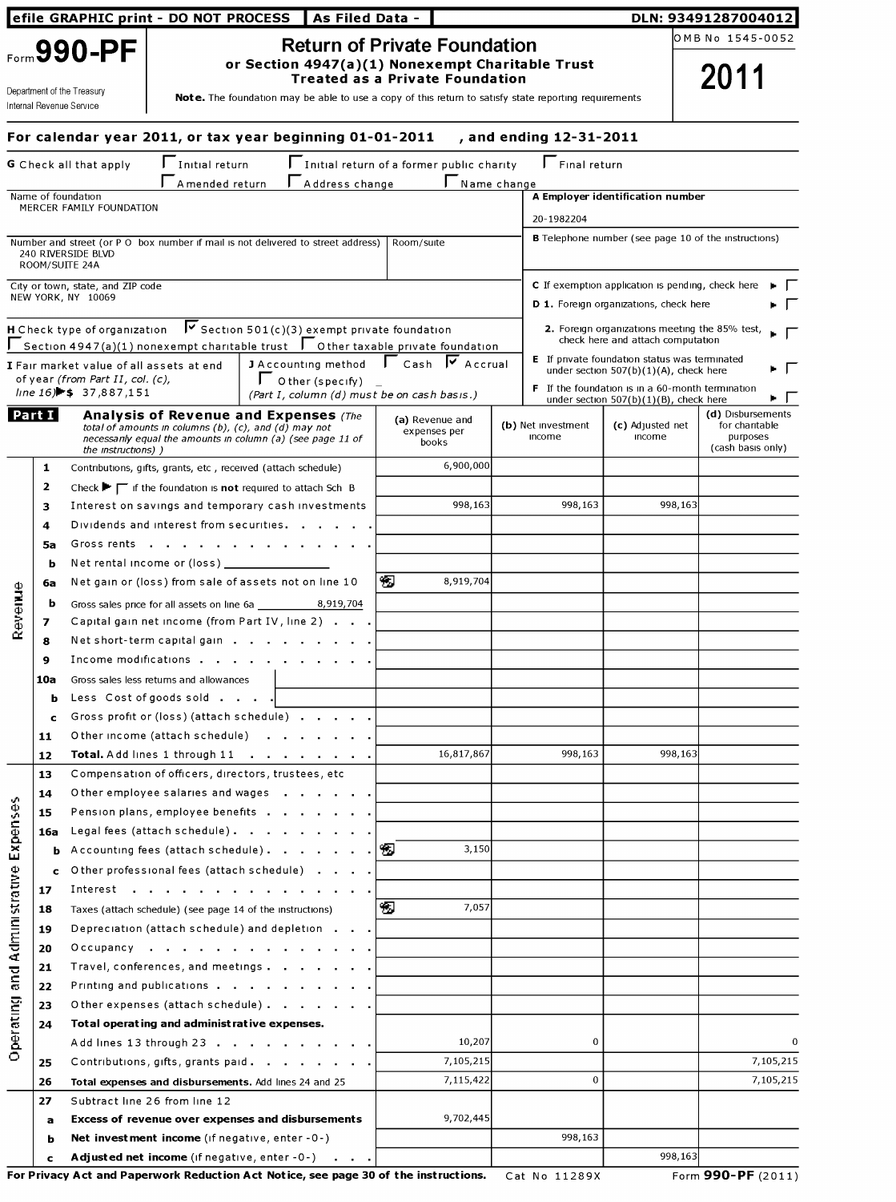efile GRAPHIC print - DO NOT PROCESS | As Filed Data - | DLN: 93491287004012

# Form 990-PF

## Return of Private Foundation

### or Section 4947(a)(1) Nonexempt Charitable Trust Treated as a Private Foundation

Department of the Treasury
Internal Revenue Service

**Note.** The foundation may be able to use a copy of this return to satisfy state reporting requirements

OMB No 1545-0052

**2011**

**For calendar year 2011, or tax year beginning 01-01-2011 , and ending 12-31-2011**

**G** Check all that apply: ☐ Initial return ☐ Initial return of a former public charity ☐ Final return ☐ Amended return ☐ Address change ☐ Name change

Name of foundation
MERCER FAMILY FOUNDATION

**A** Employer identification number
20-1982204

Number and street (or P O box number if mail is not delivered to street address) Room/suite
240 RIVERSIDE BLVD
ROOM/SUITE 24A

**B** Telephone number (see page 10 of the instructions)

City or town, state, and ZIP code
NEW YORK, NY 10069

**C** If exemption application is pending, check here ▶ ☐

**D 1.** Foreign organizations, check here ▶ ☐

**2.** Foreign organizations meeting the 85% test, check here and attach computation ▶ ☐

**H** Check type of organization ☑ Section 501(c)(3) exempt private foundation
☐ Section 4947(a)(1) nonexempt charitable trust ☐ Other taxable private foundation

**E** If private foundation status was terminated under section 507(b)(1)(A), check here ▶ ☐

**I** Fair market value of all assets at end of year (from Part II, col. (c), line 16) ▶$ 37,887,151

**J** Accounting method ☐ Cash ☑ Accrual
☐ Other (specify) _
(Part I, column (d) must be on cash basis.)

**F** If the foundation is in a 60-month termination under section 507(b)(1)(B), check here ▶ ☐

## Part I Analysis of Revenue and Expenses

*(The total of amounts in columns (b), (c), and (d) may not necessarily equal the amounts in column (a) (see page 11 of the instructions) )*

| | | | (a) Revenue and expenses per books | (b) Net investment income | (c) Adjusted net income | (d) Disbursements for charitable purposes (cash basis only) |
|---|---|---|---|---|---|---|
| Revenue | 1 | Contributions, gifts, grants, etc , received (attach schedule) | 6,900,000 | | | |
| | 2 | Check ▶ ☐ if the foundation is **not** required to attach Sch B | | | | |
| | 3 | Interest on savings and temporary cash investments | 998,163 | 998,163 | 998,163 | |
| | 4 | Dividends and interest from securities | | | | |
| | 5a | Gross rents | | | | |
| | b | Net rental income or (loss) | | | | |
| | 6a | Net gain or (loss) from sale of assets not on line 10 | 8,919,704 | | | |
| | b | Gross sales price for all assets on line 6a 8,919,704 | | | | |
| | 7 | Capital gain net income (from Part IV, line 2) | | | | |
| | 8 | Net short-term capital gain | | | | |
| | 9 | Income modifications | | | | |
| | 10a | Gross sales less returns and allowances | | | | |
| | b | Less Cost of goods sold | | | | |
| | c | Gross profit or (loss) (attach schedule) | | | | |
| | 11 | Other income (attach schedule) | | | | |
| | 12 | **Total.** Add lines 1 through 11 | 16,817,867 | 998,163 | 998,163 | |
| Operating and Administrative Expenses | 13 | Compensation of officers, directors, trustees, etc | | | | |
| | 14 | Other employee salaries and wages | | | | |
| | 15 | Pension plans, employee benefits | | | | |
| | 16a | Legal fees (attach schedule) | | | | |
| | b | Accounting fees (attach schedule) | 3,150 | | | |
| | c | Other professional fees (attach schedule) | | | | |
| | 17 | Interest | | | | |
| | 18 | Taxes (attach schedule) (see page 14 of the instructions) | 7,057 | | | |
| | 19 | Depreciation (attach schedule) and depletion | | | | |
| | 20 | Occupancy | | | | |
| | 21 | Travel, conferences, and meetings | | | | |
| | 22 | Printing and publications | | | | |
| | 23 | Other expenses (attach schedule) | | | | |
| | 24 | **Total operating and administrative expenses.** Add lines 13 through 23 | 10,207 | 0 | | 0 |
| | 25 | Contributions, gifts, grants paid | 7,105,215 | | | 7,105,215 |
| | 26 | **Total expenses and disbursements.** Add lines 24 and 25 | 7,115,422 | 0 | | 7,105,215 |
| | 27 | Subtract line 26 from line 12 | | | | |
| | a | **Excess of revenue over expenses and disbursements** | 9,702,445 | | | |
| | b | **Net investment income** (if negative, enter -0-) | | 998,163 | | |
| | c | **Adjusted net income** (if negative, enter -0-) | | | 998,163 | |

**For Privacy Act and Paperwork Reduction Act Notice, see page 30 of the instructions.** Cat No 11289X Form **990-PF** (2011)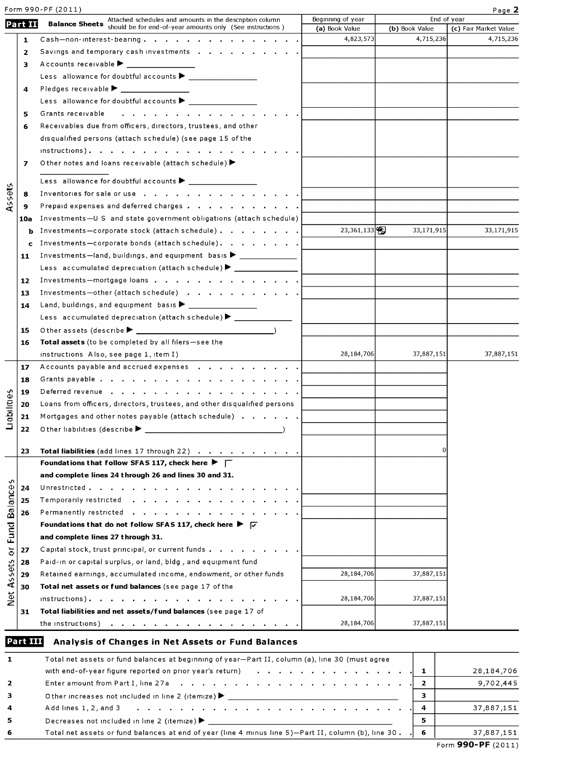Form 990-PF (2011)

## Part II Balance Sheets

Attached schedules and amounts in the description column should be for end-of-year amounts only (See instructions )

| | | | Beginning of year | End of year | |
|---|---|---|---|---|---|
| | | | (a) Book Value | (b) Book Value | (c) Fair Market Value |
| **Assets** | 1 | Cash—non-interest-bearing | 4,823,573 | 4,715,236 | 4,715,236 |
| | 2 | Savings and temporary cash investments | | | |
| | 3 | Accounts receivable ▶ | | | |
| | | Less allowance for doubtful accounts ▶ | | | |
| | 4 | Pledges receivable ▶ | | | |
| | | Less allowance for doubtful accounts ▶ | | | |
| | 5 | Grants receivable | | | |
| | 6 | Receivables due from officers, directors, trustees, and other disqualified persons (attach schedule) (see page 15 of the instructions) | | | |
| | 7 | Other notes and loans receivable (attach schedule) ▶ | | | |
| | | Less allowance for doubtful accounts ▶ | | | |
| | 8 | Inventories for sale or use | | | |
| | 9 | Prepaid expenses and deferred charges | | | |
| | 10a | Investments—U S and state government obligations (attach schedule) | | | |
| | b | Investments—corporate stock (attach schedule) | 23,361,133 | 33,171,915 | 33,171,915 |
| | c | Investments—corporate bonds (attach schedule) | | | |
| | 11 | Investments—land, buildings, and equipment basis ▶ | | | |
| | | Less accumulated depreciation (attach schedule) ▶ | | | |
| | 12 | Investments—mortgage loans | | | |
| | 13 | Investments—other (attach schedule) | | | |
| | 14 | Land, buildings, and equipment basis ▶ | | | |
| | | Less accumulated depreciation (attach schedule) ▶ | | | |
| | 15 | Other assets (describe ▶ ) | | | |
| | 16 | **Total assets** (to be completed by all filers—see the instructions Also, see page 1, item I) | 28,184,706 | 37,887,151 | 37,887,151 |
| **Liabilities** | 17 | Accounts payable and accrued expenses | | | |
| | 18 | Grants payable | | | |
| | 19 | Deferred revenue | | | |
| | 20 | Loans from officers, directors, trustees, and other disqualified persons | | | |
| | 21 | Mortgages and other notes payable (attach schedule) | | | |
| | 22 | Other liabilities (describe ▶ ) | | | |
| | 23 | **Total liabilities** (add lines 17 through 22) | | 0 | |
| **Net Assets or Fund Balances** | | **Foundations that follow SFAS 117, check here ▶ ☐ and complete lines 24 through 26 and lines 30 and 31.** | | | |
| | 24 | Unrestricted | | | |
| | 25 | Temporarily restricted | | | |
| | 26 | Permanently restricted | | | |
| | | **Foundations that do not follow SFAS 117, check here ▶ ☑ and complete lines 27 through 31.** | | | |
| | 27 | Capital stock, trust principal, or current funds | | | |
| | 28 | Paid-in or capital surplus, or land, bldg , and equipment fund | | | |
| | 29 | Retained earnings, accumulated income, endowment, or other funds | 28,184,706 | 37,887,151 | |
| | 30 | **Total net assets or fund balances** (see page 17 of the instructions) | 28,184,706 | 37,887,151 | |
| | 31 | **Total liabilities and net assets/fund balances** (see page 17 of the instructions) | 28,184,706 | 37,887,151 | |

## Part III Analysis of Changes in Net Assets or Fund Balances

| | | | |
|---|---|---|---|
| 1 | Total net assets or fund balances at beginning of year—Part II, column (a), line 30 (must agree with end-of-year figure reported on prior year's return) | 1 | 28,184,706 |
| 2 | Enter amount from Part I, line 27a | 2 | 9,702,445 |
| 3 | Other increases not included in line 2 (itemize) ▶ | 3 | |
| 4 | Add lines 1, 2, and 3 | 4 | 37,887,151 |
| 5 | Decreases not included in line 2 (itemize) ▶ | 5 | |
| 6 | Total net assets or fund balances at end of year (line 4 minus line 5)—Part II, column (b), line 30 | 6 | 37,887,151 |

Form **990-PF** (2011)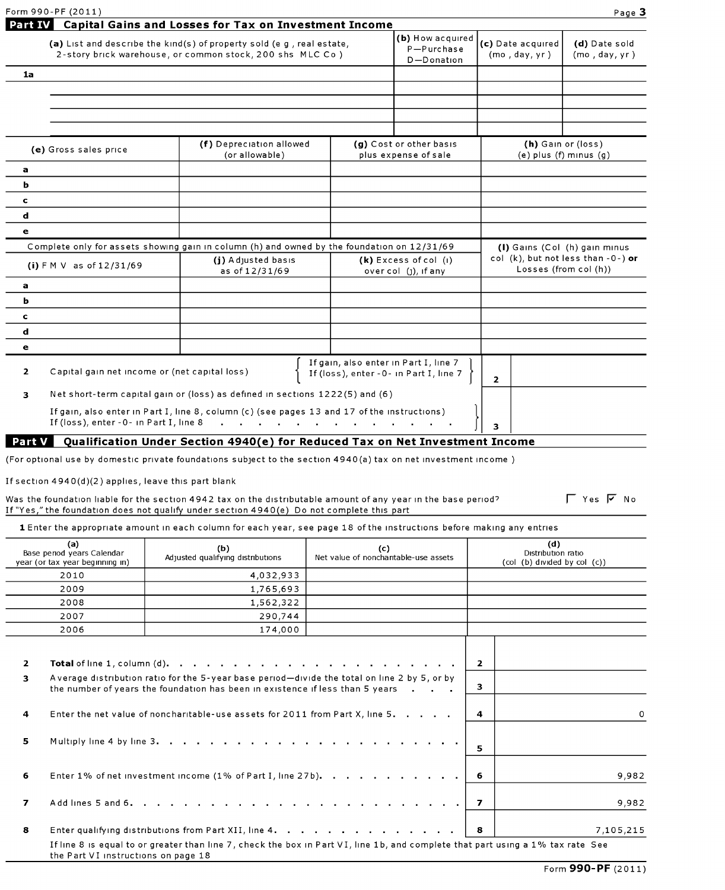Form 990-PF (2011)

## Part IV Capital Gains and Losses for Tax on Investment Income

| | (a) List and describe the kind(s) of property sold (e g , real estate, 2-story brick warehouse, or common stock, 200 shs MLC Co ) | (b) How acquired P—Purchase D—Donation | (c) Date acquired (mo , day, yr ) | (d) Date sold (mo , day, yr ) |
|---|---|---|---|---|
| 1a | | | | |
| | | | | |
| | | | | |
| | | | | |
| | | | | |

| | (e) Gross sales price | (f) Depreciation allowed (or allowable) | (g) Cost or other basis plus expense of sale | (h) Gain or (loss) (e) plus (f) minus (g) |
|---|---|---|---|---|
| a | | | | |
| b | | | | |
| c | | | | |
| d | | | | |
| e | | | | |

Complete only for assets showing gain in column (h) and owned by the foundation on 12/31/69

| | (i) F M V as of 12/31/69 | (j) Adjusted basis as of 12/31/69 | (k) Excess of col (i) over col (j), if any | (l) Gains (Col (h) gain minus col (k), but not less than -0-) **or** Losses (from col (h)) |
|---|---|---|---|---|
| a | | | | |
| b | | | | |
| c | | | | |
| d | | | | |
| e | | | | |

**2** Capital gain net income or (net capital loss) { If gain, also enter in Part I, line 7; If (loss), enter -0- in Part I, line 7 } **2**

**3** Net short-term capital gain or (loss) as defined in sections 1222(5) and (6)
If gain, also enter in Part I, line 8, column (c) (see pages 13 and 17 of the instructions)
If (loss), enter -0- in Part I, line 8 . . . . . . . . . . . . . . **3**

## Part V Qualification Under Section 4940(e) for Reduced Tax on Net Investment Income

(For optional use by domestic private foundations subject to the section 4940(a) tax on net investment income )

If section 4940(d)(2) applies, leave this part blank

Was the foundation liable for the section 4942 tax on the distributable amount of any year in the base period? ☐ Yes ☑ No
If "Yes," the foundation does not qualify under section 4940(e) Do not complete this part

**1** Enter the appropriate amount in each column for each year, see page 18 of the instructions before making any entries

| (a) Base period years Calendar year (or tax year beginning in) | (b) Adjusted qualifying distributions | (c) Net value of noncharitable-use assets | (d) Distribution ratio (col (b) divided by col (c)) |
|---|---|---|---|
| 2010 | 4,032,933 | | |
| 2009 | 1,765,693 | | |
| 2008 | 1,562,322 | | |
| 2007 | 290,744 | | |
| 2006 | 174,000 | | |

| | | | |
|---|---|---|---|
| **2** | **Total** of line 1, column (d). . . . . . . . . . . . . . . . . . . . . . | 2 | |
| **3** | Average distribution ratio for the 5-year base period—divide the total on line 2 by 5, or by the number of years the foundation has been in existence if less than 5 years . . . | 3 | |
| **4** | Enter the net value of noncharitable-use assets for 2011 from Part X, line 5. . . . . | 4 | 0 |
| **5** | Multiply line 4 by line 3. . . . . . . . . . . . . . . . . . . . . . | 5 | |
| **6** | Enter 1% of net investment income (1% of Part I, line 27b). . . . . . . . . . | 6 | 9,982 |
| **7** | Add lines 5 and 6. . . . . . . . . . . . . . . . . . . . . . . . | 7 | 9,982 |
| **8** | Enter qualifying distributions from Part XII, line 4. . . . . . . . . . . . . | 8 | 7,105,215 |

If line 8 is equal to or greater than line 7, check the box in Part VI, line 1b, and complete that part using a 1% tax rate See the Part VI instructions on page 18

Form **990-PF** (2011)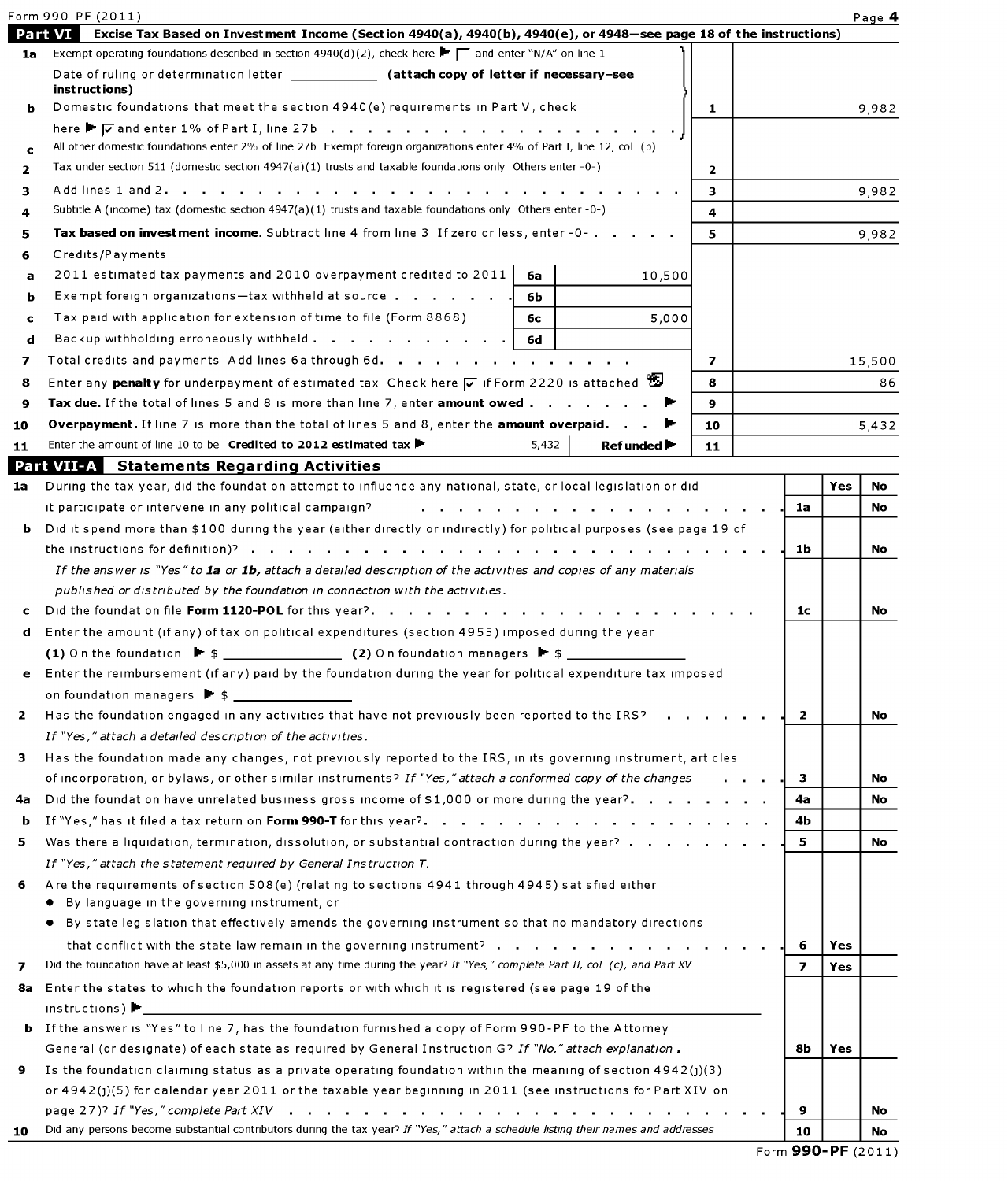Form 990-PF (2011)

## Part VI Excise Tax Based on Investment Income (Section 4940(a), 4940(b), 4940(e), or 4948—see page 18 of the instructions)

| | | | | | |
|---|---|---|---|---|---|
| **1a** | Exempt operating foundations described in section 4940(d)(2), check here ▶ ☐ and enter "N/A" on line 1. Date of ruling or determination letter ______ **(attach copy of letter if necessary—see instructions)** | | | | |
| **b** | Domestic foundations that meet the section 4940(e) requirements in Part V, check here ▶ ☑ and enter 1% of Part I, line 27b | | | 1 | 9,982 |
| **c** | All other domestic foundations enter 2% of line 27b Exempt foreign organizations enter 4% of Part I, line 12, col (b) | | | | |
| **2** | Tax under section 511 (domestic section 4947(a)(1) trusts and taxable foundations only Others enter -0-) | | | 2 | |
| **3** | Add lines 1 and 2 | | | 3 | 9,982 |
| **4** | Subtitle A (income) tax (domestic section 4947(a)(1) trusts and taxable foundations only Others enter -0-) | | | 4 | |
| **5** | **Tax based on investment income.** Subtract line 4 from line 3 If zero or less, enter -0- | | | 5 | 9,982 |
| **6** | Credits/Payments | | | | |
| **a** | 2011 estimated tax payments and 2010 overpayment credited to 2011 | 6a | 10,500 | | |
| **b** | Exempt foreign organizations—tax withheld at source | 6b | | | |
| **c** | Tax paid with application for extension of time to file (Form 8868) | 6c | 5,000 | | |
| **d** | Backup withholding erroneously withheld | 6d | | | |
| **7** | Total credits and payments Add lines 6a through 6d | | | 7 | 15,500 |
| **8** | Enter any **penalty** for underpayment of estimated tax Check here ☑ if Form 2220 is attached | | | 8 | 86 |
| **9** | **Tax due.** If the total of lines 5 and 8 is more than line 7, enter **amount owed** ▶ | | | 9 | |
| **10** | **Overpayment.** If line 7 is more than the total of lines 5 and 8, enter the **amount overpaid** ▶ | | | 10 | 5,432 |
| **11** | Enter the amount of line 10 to be **Credited to 2012 estimated tax** ▶ 5,432 | **Refunded** ▶ | | 11 | |

## Part VII-A Statements Regarding Activities

| | | | Yes | No |
|---|---|---|---|---|
| **1a** | During the tax year, did the foundation attempt to influence any national, state, or local legislation or did it participate or intervene in any political campaign? | 1a | | No |
| **b** | Did it spend more than $100 during the year (either directly or indirectly) for political purposes (see page 19 of the instructions for definition)? | 1b | | No |
| | *If the answer is "Yes" to **1a** or **1b**, attach a detailed description of the activities and copies of any materials published or distributed by the foundation in connection with the activities.* | | | |
| **c** | Did the foundation file **Form 1120-POL** for this year? | 1c | | No |
| **d** | Enter the amount (if any) of tax on political expenditures (section 4955) imposed during the year **(1)** On the foundation ▶ $ ______ **(2)** On foundation managers ▶ $ ______ | | | |
| **e** | Enter the reimbursement (if any) paid by the foundation during the year for political expenditure tax imposed on foundation managers ▶ $ ______ | | | |
| **2** | Has the foundation engaged in any activities that have not previously been reported to the IRS? *If "Yes," attach a detailed description of the activities.* | 2 | | No |
| **3** | Has the foundation made any changes, not previously reported to the IRS, in its governing instrument, articles of incorporation, or bylaws, or other similar instruments? *If "Yes," attach a conformed copy of the changes* | 3 | | No |
| **4a** | Did the foundation have unrelated business gross income of $1,000 or more during the year? | 4a | | No |
| **b** | If "Yes," has it filed a tax return on **Form 990-T** for this year? | 4b | | |
| **5** | Was there a liquidation, termination, dissolution, or substantial contraction during the year? *If "Yes," attach the statement required by General Instruction T.* | 5 | | No |
| **6** | Are the requirements of section 508(e) (relating to sections 4941 through 4945) satisfied either<br>• By language in the governing instrument, or<br>• By state legislation that effectively amends the governing instrument so that no mandatory directions that conflict with the state law remain in the governing instrument? | 6 | Yes | |
| **7** | Did the foundation have at least $5,000 in assets at any time during the year? *If "Yes," complete Part II, col (c), and Part XV* | 7 | Yes | |
| **8a** | Enter the states to which the foundation reports or with which it is registered (see page 19 of the instructions) ▶ | | | |
| **b** | If the answer is "Yes" to line 7, has the foundation furnished a copy of Form 990-PF to the Attorney General (or designate) of each state as required by General Instruction G? *If "No," attach explanation.* | 8b | Yes | |
| **9** | Is the foundation claiming status as a private operating foundation within the meaning of section 4942(j)(3) or 4942(j)(5) for calendar year 2011 or the taxable year beginning in 2011 (see instructions for Part XIV on page 27)? *If "Yes," complete Part XIV* | 9 | | No |
| **10** | Did any persons become substantial contributors during the tax year? *If "Yes," attach a schedule listing their names and addresses* | 10 | | No |

Form **990-PF** (2011)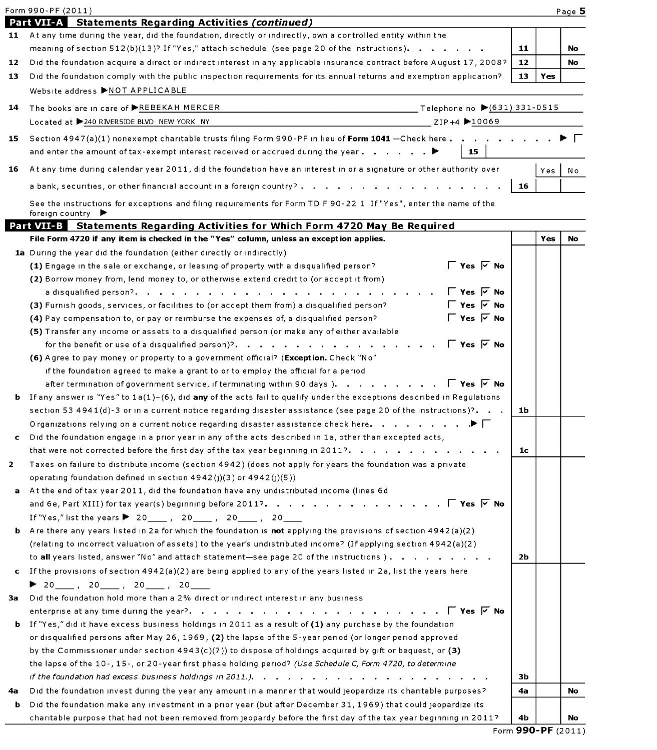Form 990-PF (2011)

## Part VII-A Statements Regarding Activities *(continued)*

| | | | Yes | No |
|---|---|---|---|---|
| 11 | At any time during the year, did the foundation, directly or indirectly, own a controlled entity within the meaning of section 512(b)(13)? If "Yes," attach schedule (see page 20 of the instructions) | 11 | | No |
| 12 | Did the foundation acquire a direct or indirect interest in any applicable insurance contract before August 17, 2008? | 12 | | No |
| 13 | Did the foundation comply with the public inspection requirements for its annual returns and exemption application? | 13 | Yes | |

Website address ▶NOT APPLICABLE

14 The books are in care of ▶REBEKAH MERCER Telephone no ▶(631) 331-0515

Located at ▶240 RIVERSIDE BLVD NEW YORK NY ZIP+4 ▶10069

15 Section 4947(a)(1) nonexempt charitable trusts filing Form 990-PF in lieu of **Form 1041** —Check here ▶ ☐

and enter the amount of tax-exempt interest received or accrued during the year ▶ | 15 | |

| | | | Yes | No |
|---|---|---|---|---|
| 16 | At any time during calendar year 2011, did the foundation have an interest in or a signature or other authority over a bank, securities, or other financial account in a foreign country? | 16 | | |

See the instructions for exceptions and filing requirements for Form TD F 90-22 1 If "Yes", enter the name of the foreign country ▶

## Part VII-B Statements Regarding Activities for Which Form 4720 May Be Required

**File Form 4720 if any item is checked in the "Yes" column, unless an exception applies.**

| | | | Yes | No |
|---|---|---|---|---|
| **1a** | During the year did the foundation (either directly or indirectly) | | | |
| | **(1)** Engage in the sale or exchange, or leasing of property with a disqualified person? ☐ **Yes** ☑ **No** | | | |
| | **(2)** Borrow money from, lend money to, or otherwise extend credit to (or accept it from) a disqualified person? ☐ **Yes** ☑ **No** | | | |
| | **(3)** Furnish goods, services, or facilities to (or accept them from) a disqualified person? ☐ **Yes** ☑ **No** | | | |
| | **(4)** Pay compensation to, or pay or reimburse the expenses of, a disqualified person? ☐ **Yes** ☑ **No** | | | |
| | **(5)** Transfer any income or assets to a disqualified person (or make any of either available for the benefit or use of a disqualified person)? ☐ **Yes** ☑ **No** | | | |
| | **(6)** Agree to pay money or property to a government official? (**Exception.** Check "No" if the foundation agreed to make a grant to or to employ the official for a period after termination of government service, if terminating within 90 days ) ☐ **Yes** ☑ **No** | | | |
| **b** | If any answer is "Yes" to 1a(1)–(6), did **any** of the acts fail to qualify under the exceptions described in Regulations section 53 4941(d)-3 or in a current notice regarding disaster assistance (see page 20 of the instructions)? | 1b | | |
| | Organizations relying on a current notice regarding disaster assistance check here ▶ ☐ | | | |
| **c** | Did the foundation engage in a prior year in any of the acts described in 1a, other than excepted acts, that were not corrected before the first day of the tax year beginning in 2011? | 1c | | |
| **2** | Taxes on failure to distribute income (section 4942) (does not apply for years the foundation was a private operating foundation defined in section 4942(j)(3) or 4942(j)(5)) | | | |
| **a** | At the end of tax year 2011, did the foundation have any undistributed income (lines 6d and 6e, Part XIII) for tax year(s) beginning before 2011? ☐ **Yes** ☑ **No** | | | |
| | If "Yes," list the years ▶ 20\_\_\_\_, 20\_\_\_\_, 20\_\_\_\_, 20\_\_\_\_ | | | |
| **b** | Are there any years listed in 2a for which the foundation is **not** applying the provisions of section 4942(a)(2) (relating to incorrect valuation of assets) to the year's undistributed income? (If applying section 4942(a)(2) to **all** years listed, answer "No" and attach statement—see page 20 of the instructions ) | 2b | | |
| **c** | If the provisions of section 4942(a)(2) are being applied to any of the years listed in 2a, list the years here ▶ 20\_\_\_\_, 20\_\_\_\_, 20\_\_\_\_, 20\_\_\_\_ | | | |
| **3a** | Did the foundation hold more than a 2% direct or indirect interest in any business enterprise at any time during the year? ☐ **Yes** ☑ **No** | | | |
| **b** | If "Yes," did it have excess business holdings in 2011 as a result of **(1)** any purchase by the foundation or disqualified persons after May 26, 1969, **(2)** the lapse of the 5-year period (or longer period approved by the Commissioner under section 4943(c)(7)) to dispose of holdings acquired by gift or bequest, or **(3)** the lapse of the 10-, 15-, or 20-year first phase holding period? *(Use Schedule C, Form 4720, to determine if the foundation had excess business holdings in 2011.)* | 3b | | |
| **4a** | Did the foundation invest during the year any amount in a manner that would jeopardize its charitable purposes? | 4a | | No |
| **b** | Did the foundation make any investment in a prior year (but after December 31, 1969) that could jeopardize its charitable purpose that had not been removed from jeopardy before the first day of the tax year beginning in 2011? | 4b | | No |

Form **990-PF** (2011)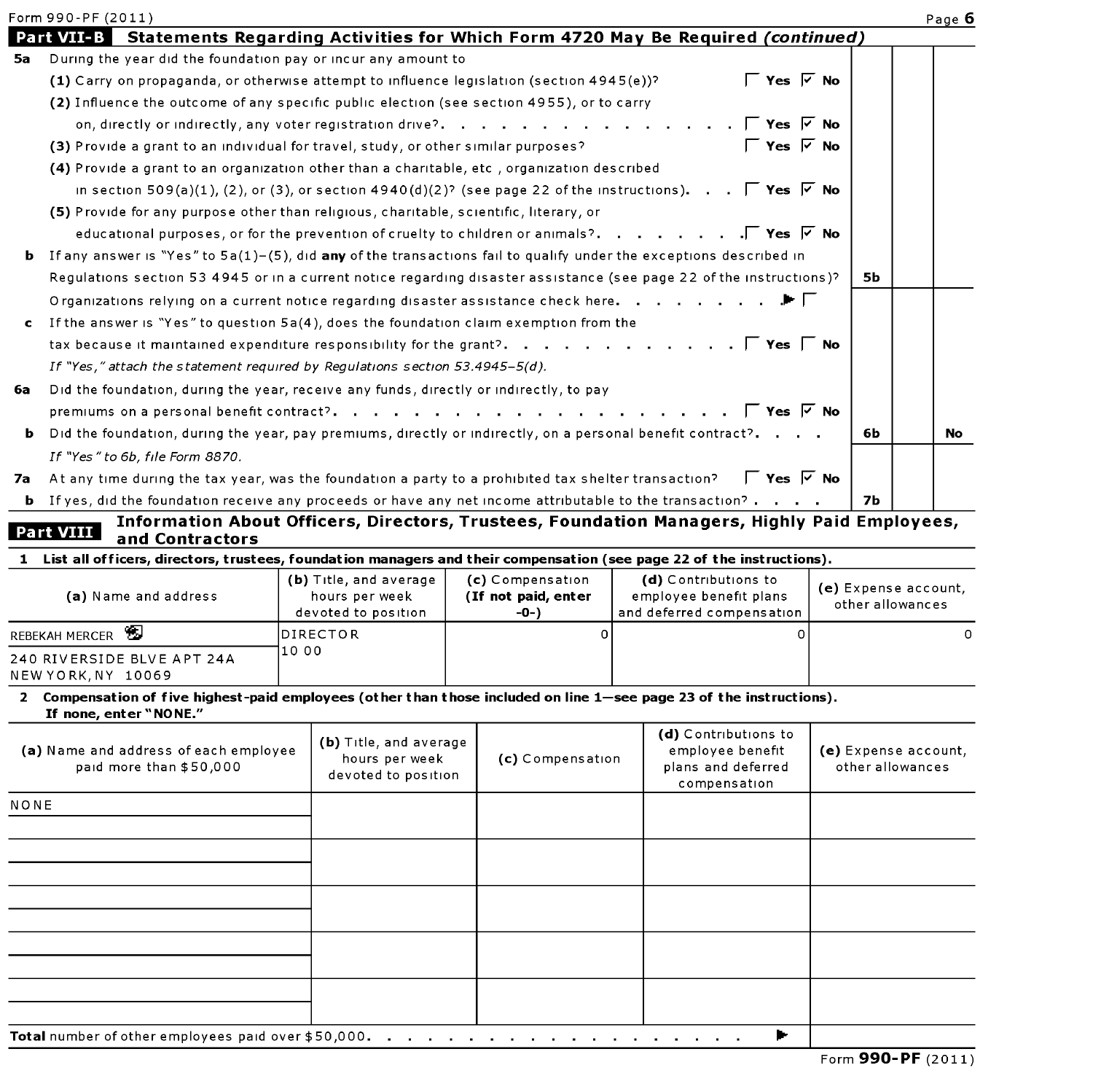Form 990-PF (2011)

## Part VII-B Statements Regarding Activities for Which Form 4720 May Be Required *(continued)*

**5a** During the year did the foundation pay or incur any amount to

**(1)** Carry on propaganda, or otherwise attempt to influence legislation (section 4945(e))? ☐ **Yes** ☑ **No**

**(2)** Influence the outcome of any specific public election (see section 4955), or to carry on, directly or indirectly, any voter registration drive? ☐ **Yes** ☑ **No**

**(3)** Provide a grant to an individual for travel, study, or other similar purposes? ☐ **Yes** ☑ **No**

**(4)** Provide a grant to an organization other than a charitable, etc , organization described in section 509(a)(1), (2), or (3), or section 4940(d)(2)? (see page 22 of the instructions) ☐ **Yes** ☑ **No**

**(5)** Provide for any purpose other than religious, charitable, scientific, literary, or educational purposes, or for the prevention of cruelty to children or animals? ☐ **Yes** ☑ **No**

**b** If any answer is "Yes" to 5a(1)–(5), did **any** of the transactions fail to qualify under the exceptions described in Regulations section 53 4945 or in a current notice regarding disaster assistance (see page 22 of the instructions)? **5b**

Organizations relying on a current notice regarding disaster assistance check here ▶ ☐

**c** If the answer is "Yes" to question 5a(4), does the foundation claim exemption from the tax because it maintained expenditure responsibility for the grant? ☐ **Yes** ☐ **No**

*If "Yes," attach the statement required by Regulations section 53.4945–5(d).*

**6a** Did the foundation, during the year, receive any funds, directly or indirectly, to pay premiums on a personal benefit contract? ☐ **Yes** ☑ **No**

**b** Did the foundation, during the year, pay premiums, directly or indirectly, on a personal benefit contract? **6b** **No**

*If "Yes" to 6b, file Form 8870.*

**7a** At any time during the tax year, was the foundation a party to a prohibited tax shelter transaction? ☐ **Yes** ☑ **No**

**b** If yes, did the foundation receive any proceeds or have any net income attributable to the transaction? **7b**

## Part VIII Information About Officers, Directors, Trustees, Foundation Managers, Highly Paid Employees, and Contractors

**1 List all officers, directors, trustees, foundation managers and their compensation (see page 22 of the instructions).**

| (a) Name and address | (b) Title, and average hours per week devoted to position | (c) Compensation (If not paid, enter -0-) | (d) Contributions to employee benefit plans and deferred compensation | (e) Expense account, other allowances |
|---|---|---|---|---|
| REBEKAH MERCER<br>240 RIVERSIDE BLVE APT 24A<br>NEW YORK, NY 10069 | DIRECTOR<br>10 00 | 0 | 0 | 0 |

**2 Compensation of five highest-paid employees (other than those included on line 1—see page 23 of the instructions). If none, enter "NONE."**

| (a) Name and address of each employee paid more than $50,000 | (b) Title, and average hours per week devoted to position | (c) Compensation | (d) Contributions to employee benefit plans and deferred compensation | (e) Expense account, other allowances |
|---|---|---|---|---|
| NONE | | | | |
| | | | | |
| | | | | |
| | | | | |
| | | | | |

**Total** number of other employees paid over $50,000 ▶

Form **990-PF** (2011)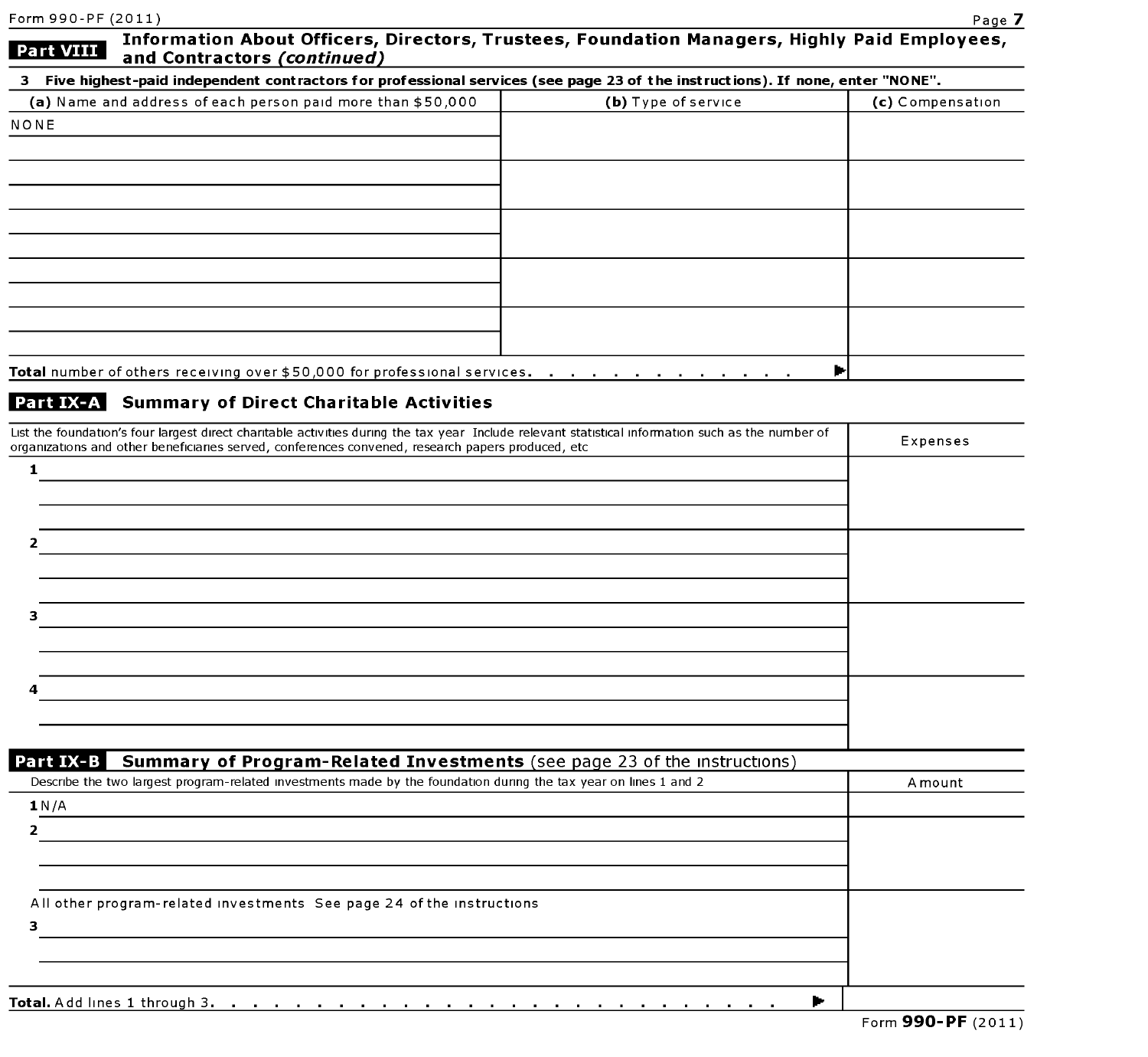## Part VIII Information About Officers, Directors, Trustees, Foundation Managers, Highly Paid Employees, and Contractors *(continued)*

**3 Five highest-paid independent contractors for professional services (see page 23 of the instructions). If none, enter "NONE".**

| (a) Name and address of each person paid more than $50,000 | (b) Type of service | (c) Compensation |
|---|---|---|
| NONE | | |
| | | |
| | | |
| | | |
| | | |

**Total** number of others receiving over $50,000 for professional services . . . . . . . . . . . . ▶

## Part IX-A Summary of Direct Charitable Activities

| List the foundation's four largest direct charitable activities during the tax year Include relevant statistical information such as the number of organizations and other beneficiaries served, conferences convened, research papers produced, etc | Expenses |
|---|---|
| 1 | |
| 2 | |
| 3 | |
| 4 | |

## Part IX-B Summary of Program-Related Investments (see page 23 of the instructions)

| Describe the two largest program-related investments made by the foundation during the tax year on lines 1 and 2 | Amount |
|---|---|
| 1 N/A | |
| 2 | |
| All other program-related investments See page 24 of the instructions | |
| 3 | |
| **Total.** Add lines 1 through 3. . . . . . . . . . . . . . . . . . . . . . . . . ▶ | |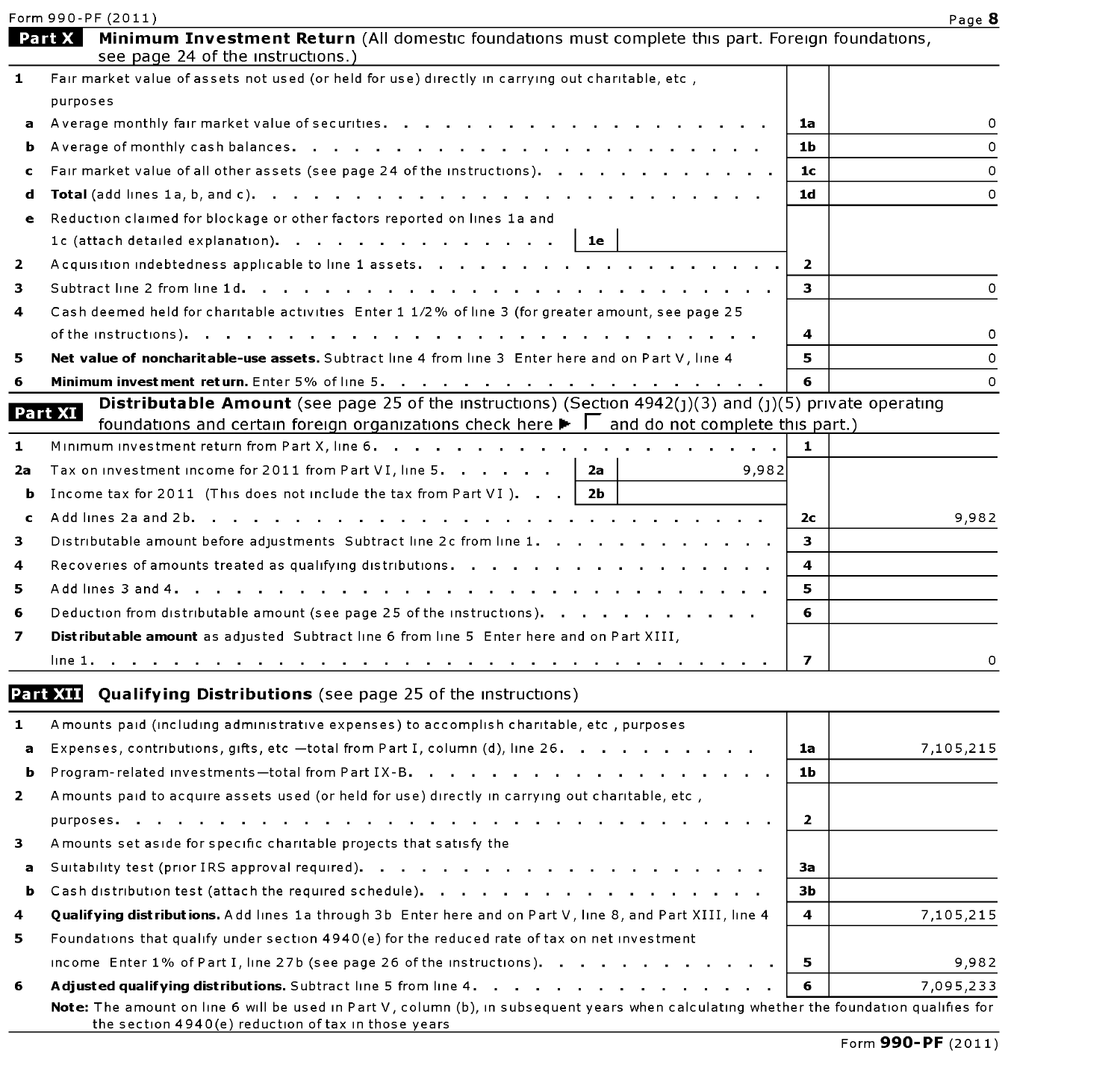Form 990-PF (2011)

## Part X Minimum Investment Return (All domestic foundations must complete this part. Foreign foundations, see page 24 of the instructions.)

| | | | |
|---|---|---|---|
| 1 | Fair market value of assets not used (or held for use) directly in carrying out charitable, etc , purposes | | |
| a | Average monthly fair market value of securities | 1a | 0 |
| b | Average of monthly cash balances | 1b | 0 |
| c | Fair market value of all other assets (see page 24 of the instructions) | 1c | 0 |
| d | **Total** (add lines 1a, b, and c) | 1d | 0 |
| e | Reduction claimed for blockage or other factors reported on lines 1a and 1c (attach detailed explanation) — 1e | | |
| 2 | Acquisition indebtedness applicable to line 1 assets | 2 | |
| 3 | Subtract line 2 from line 1d | 3 | 0 |
| 4 | Cash deemed held for charitable activities Enter 1 1/2% of line 3 (for greater amount, see page 25 of the instructions) | 4 | 0 |
| 5 | **Net value of noncharitable-use assets.** Subtract line 4 from line 3 Enter here and on Part V, line 4 | 5 | 0 |
| 6 | **Minimum investment return.** Enter 5% of line 5 | 6 | 0 |

## Part XI Distributable Amount (see page 25 of the instructions) (Section 4942(j)(3) and (j)(5) private operating foundations and certain foreign organizations check here ▶ ☐ and do not complete this part.)

| | | | | | |
|---|---|---|---|---|---|
| 1 | Minimum investment return from Part X, line 6 | | | 1 | |
| 2a | Tax on investment income for 2011 from Part VI, line 5 | 2a | 9,982 | | |
| b | Income tax for 2011 (This does not include the tax from Part VI ) | 2b | | | |
| c | Add lines 2a and 2b | | | 2c | 9,982 |
| 3 | Distributable amount before adjustments Subtract line 2c from line 1 | | | 3 | |
| 4 | Recoveries of amounts treated as qualifying distributions | | | 4 | |
| 5 | Add lines 3 and 4 | | | 5 | |
| 6 | Deduction from distributable amount (see page 25 of the instructions) | | | 6 | |
| 7 | **Distributable amount** as adjusted Subtract line 6 from line 5 Enter here and on Part XIII, line 1 | | | 7 | 0 |

## Part XII Qualifying Distributions (see page 25 of the instructions)

| | | | |
|---|---|---|---|
| 1 | Amounts paid (including administrative expenses) to accomplish charitable, etc , purposes | | |
| a | Expenses, contributions, gifts, etc —total from Part I, column (d), line 26 | 1a | 7,105,215 |
| b | Program-related investments—total from Part IX-B | 1b | |
| 2 | Amounts paid to acquire assets used (or held for use) directly in carrying out charitable, etc , purposes | 2 | |
| 3 | Amounts set aside for specific charitable projects that satisfy the | | |
| a | Suitability test (prior IRS approval required) | 3a | |
| b | Cash distribution test (attach the required schedule) | 3b | |
| 4 | **Qualifying distributions.** Add lines 1a through 3b Enter here and on Part V, line 8, and Part XIII, line 4 | 4 | 7,105,215 |
| 5 | Foundations that qualify under section 4940(e) for the reduced rate of tax on net investment income Enter 1% of Part I, line 27b (see page 26 of the instructions) | 5 | 9,982 |
| 6 | **Adjusted qualifying distributions.** Subtract line 5 from line 4 | 6 | 7,095,233 |

**Note:** The amount on line 6 will be used in Part V, column (b), in subsequent years when calculating whether the foundation qualifies for the section 4940(e) reduction of tax in those years

Form **990-PF** (2011)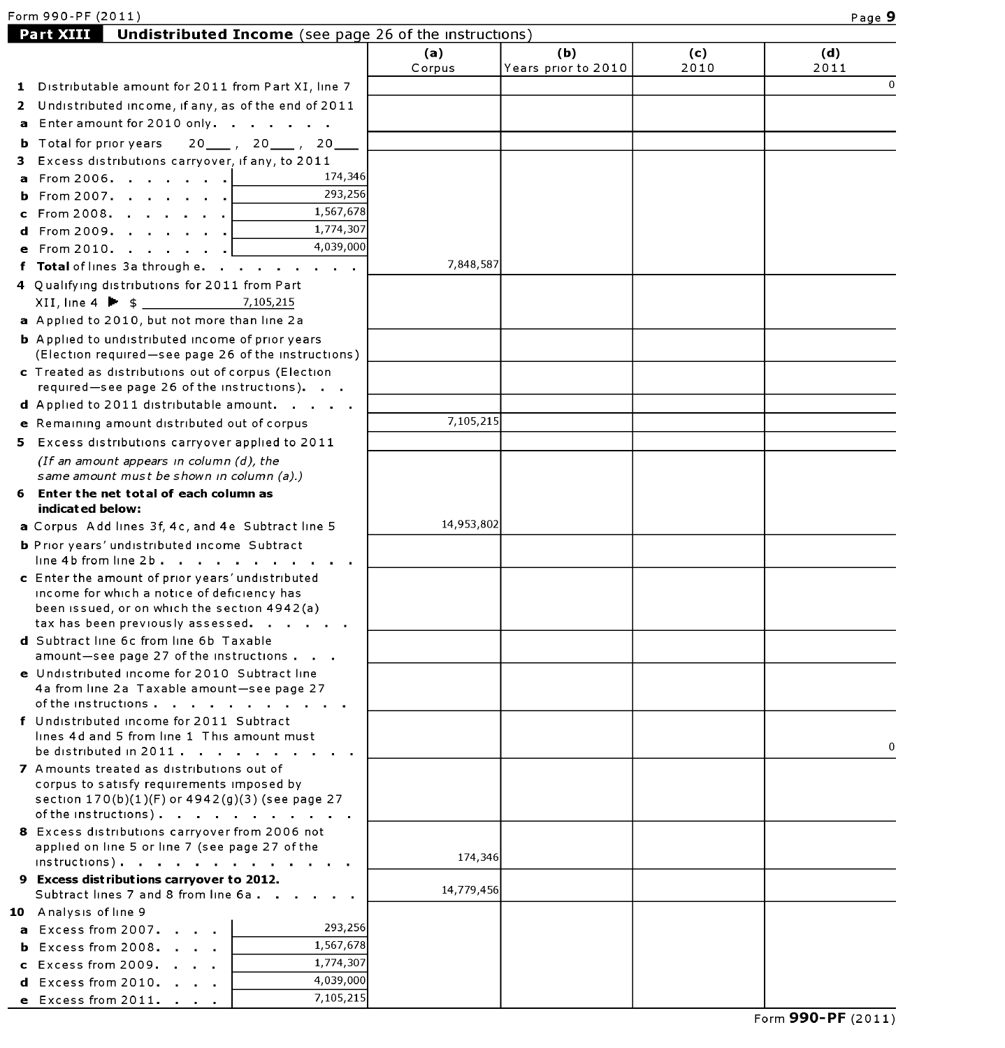## Part XIII Undistributed Income (see page 26 of the instructions)

| | (a) Corpus | (b) Years prior to 2010 | (c) 2010 | (d) 2011 |
|---|---|---|---|---|
| **1** Distributable amount for 2011 from Part XI, line 7 | | | | 0 |
| **2** Undistributed income, if any, as of the end of 2011 | | | | |
| **a** Enter amount for 2010 only. . . . . . . | | | | |
| **b** Total for prior years 20___, 20___, 20___ | | | | |
| **3** Excess distributions carryover, if any, to 2011 | | | | |
| **a** From 2006. . . . . . . 174,346 | | | | |
| **b** From 2007. . . . . . . 293,256 | | | | |
| **c** From 2008. . . . . . . 1,567,678 | | | | |
| **d** From 2009. . . . . . . 1,774,307 | | | | |
| **e** From 2010. . . . . . . 4,039,000 | | | | |
| **f Total** of lines 3a through e. . . . . . . . . | 7,848,587 | | | |
| **4** Qualifying distributions for 2011 from Part XII, line 4 ▶ $ 7,105,215 | | | | |
| **a** Applied to 2010, but not more than line 2a | | | | |
| **b** Applied to undistributed income of prior years (Election required—see page 26 of the instructions) | | | | |
| **c** Treated as distributions out of corpus (Election required—see page 26 of the instructions). . . | | | | |
| **d** Applied to 2011 distributable amount. . . . . | | | | |
| **e** Remaining amount distributed out of corpus | 7,105,215 | | | |
| **5** Excess distributions carryover applied to 2011 *(If an amount appears in column (d), the same amount must be shown in column (a).)* | | | | |
| **6 Enter the net total of each column as indicated below:** | | | | |
| **a** Corpus Add lines 3f, 4c, and 4e Subtract line 5 | 14,953,802 | | | |
| **b** Prior years' undistributed income Subtract line 4b from line 2b . . . . . . . . . . . | | | | |
| **c** Enter the amount of prior years' undistributed income for which a notice of deficiency has been issued, or on which the section 4942(a) tax has been previously assessed. . . . . . | | | | |
| **d** Subtract line 6c from line 6b Taxable amount—see page 27 of the instructions . . . | | | | |
| **e** Undistributed income for 2010 Subtract line 4a from line 2a Taxable amount—see page 27 of the instructions . . . . . . . . . . . | | | | |
| **f** Undistributed income for 2011 Subtract lines 4d and 5 from line 1 This amount must be distributed in 2011 . . . . . . . . . . | | | | 0 |
| **7** Amounts treated as distributions out of corpus to satisfy requirements imposed by section 170(b)(1)(F) or 4942(g)(3) (see page 27 of the instructions) . . . . . . . . . . . | | | | |
| **8** Excess distributions carryover from 2006 not applied on line 5 or line 7 (see page 27 of the instructions) . . . . . . . . . . . . | 174,346 | | | |
| **9 Excess distributions carryover to 2012.** Subtract lines 7 and 8 from line 6a . . . . . . | 14,779,456 | | | |
| **10** Analysis of line 9 | | | | |
| **a** Excess from 2007. . . . 293,256 | | | | |
| **b** Excess from 2008. . . . 1,567,678 | | | | |
| **c** Excess from 2009. . . . 1,774,307 | | | | |
| **d** Excess from 2010. . . . 4,039,000 | | | | |
| **e** Excess from 2011. . . . 7,105,215 | | | | |

Form **990-PF** (2011)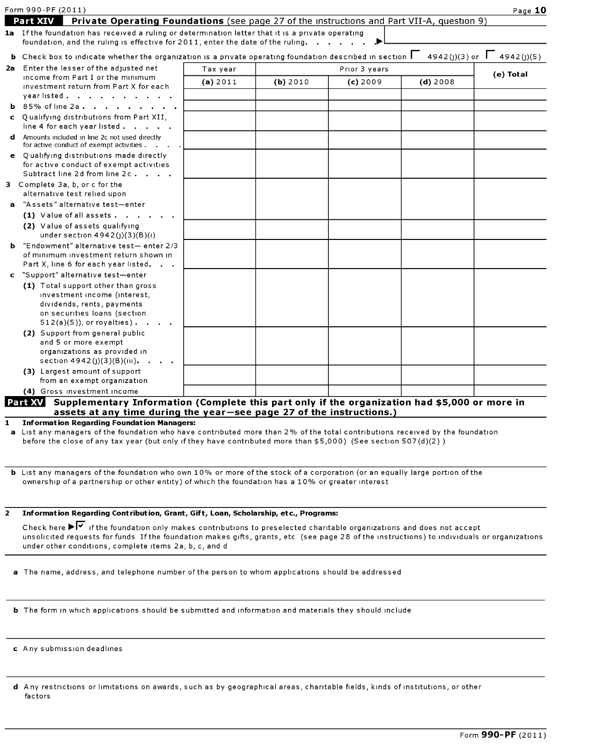Form 990-PF (2011)

## Part XIV Private Operating Foundations (see page 27 of the instructions and Part VII-A, question 9)

**1a** If the foundation has received a ruling or determination letter that it is a private operating foundation, and the ruling is effective for 2011, enter the date of the ruling . . . . . . ▶

**b** Check box to indicate whether the organization is a private operating foundation described in section ☐ 4942(j)(3) or ☐ 4942(j)(5)

| | Tax year | Prior 3 years | | | (e) Total |
|---|---|---|---|---|---|
| | (a) 2011 | (b) 2010 | (c) 2009 | (d) 2008 | |
| **2a** Enter the lesser of the adjusted net income from Part I or the minimum investment return from Part X for each year listed | | | | | |
| **b** 85% of line 2a | | | | | |
| **c** Qualifying distributions from Part XII, line 4 for each year listed | | | | | |
| **d** Amounts included in line 2c not used directly for active conduct of exempt activities | | | | | |
| **e** Qualifying distributions made directly for active conduct of exempt activities Subtract line 2d from line 2c | | | | | |
| **3** Complete 3a, b, or c for the alternative test relied upon | | | | | |
| **a** "Assets" alternative test—enter | | | | | |
| (1) Value of all assets | | | | | |
| (2) Value of assets qualifying under section 4942(j)(3)(B)(i) | | | | | |
| **b** "Endowment" alternative test— enter 2/3 of minimum investment return shown in Part X, line 6 for each year listed | | | | | |
| **c** "Support" alternative test—enter | | | | | |
| (1) Total support other than gross investment income (interest, dividends, rents, payments on securities loans (section 512(a)(5)), or royalties) | | | | | |
| (2) Support from general public and 5 or more exempt organizations as provided in section 4942(j)(3)(B)(iii) | | | | | |
| (3) Largest amount of support from an exempt organization | | | | | |
| (4) Gross investment income | | | | | |

## Part XV Supplementary Information (Complete this part only if the organization had $5,000 or more in assets at any time during the year—see page 27 of the instructions.)

**1 Information Regarding Foundation Managers:**

**a** List any managers of the foundation who have contributed more than 2% of the total contributions received by the foundation before the close of any tax year (but only if they have contributed more than $5,000) (See section 507(d)(2) )

**b** List any managers of the foundation who own 10% or more of the stock of a corporation (or an equally large portion of the ownership of a partnership or other entity) of which the foundation has a 10% or greater interest

**2 Information Regarding Contribution, Grant, Gift, Loan, Scholarship, etc., Programs:**

Check here ▶☑ if the foundation only makes contributions to preselected charitable organizations and does not accept unsolicited requests for funds If the foundation makes gifts, grants, etc (see page 28 of the instructions) to individuals or organizations under other conditions, complete items 2a, b, c, and d

**a** The name, address, and telephone number of the person to whom applications should be addressed

**b** The form in which applications should be submitted and information and materials they should include

**c** Any submission deadlines

**d** Any restrictions or limitations on awards, such as by geographical areas, charitable fields, kinds of institutions, or other factors

Form **990-PF** (2011)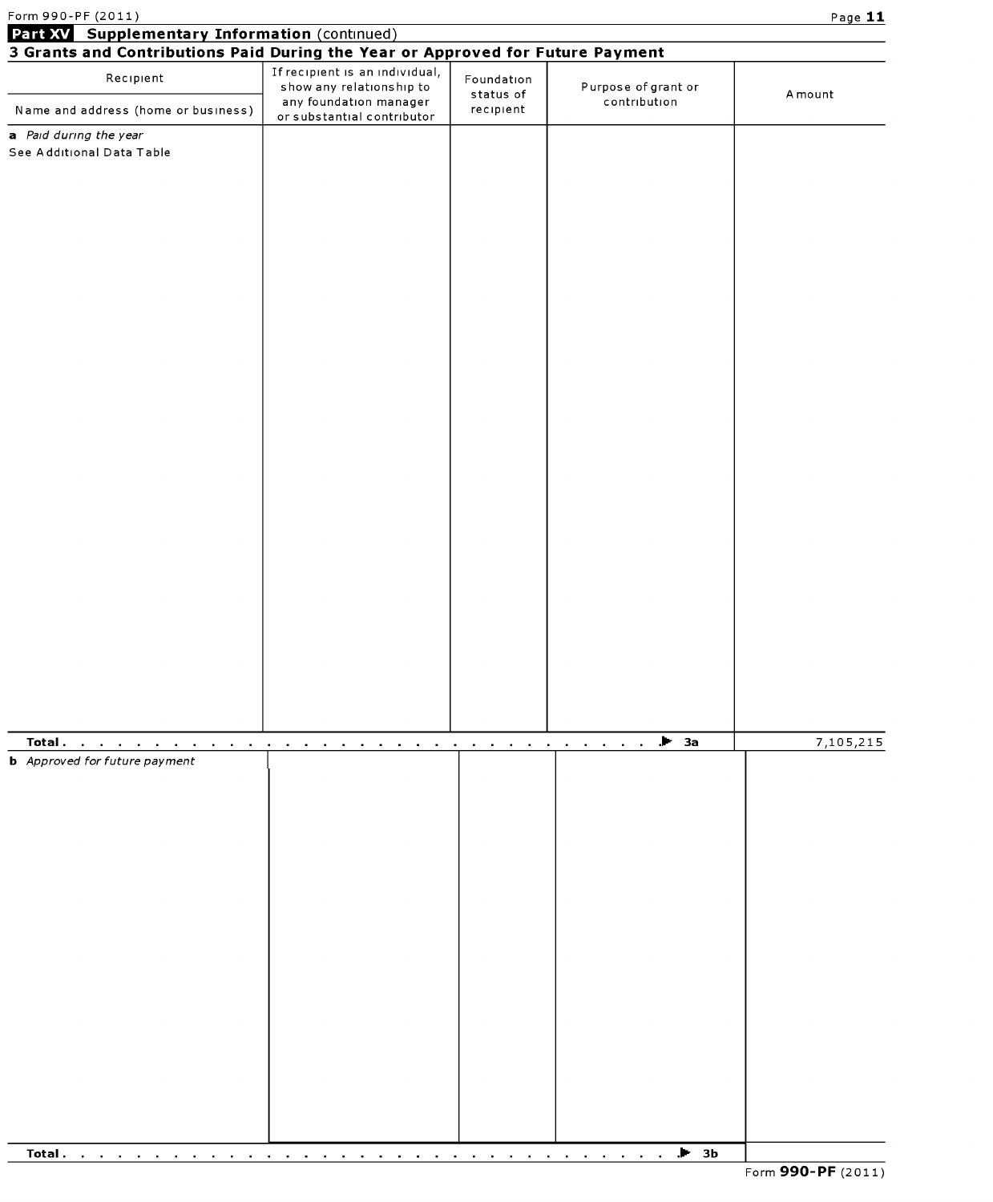## Part XV Supplementary Information (continued)

### 3 Grants and Contributions Paid During the Year or Approved for Future Payment

| Recipient<br>Name and address (home or business) | If recipient is an individual, show any relationship to any foundation manager or substantial contributor | Foundation status of recipient | Purpose of grant or contribution | Amount |
|---|---|---|---|---|
| *a Paid during the year*<br>See Additional Data Table | | | | |
| **Total** . . . . . . . . . . . . . . . . . . . . . . . . . . . . ▶ 3a | | | | 7,105,215 |
| *b Approved for future payment* | | | | |
| **Total** . . . . . . . . . . . . . . . . . . . . . . . . . . . . ▶ 3b | | | | |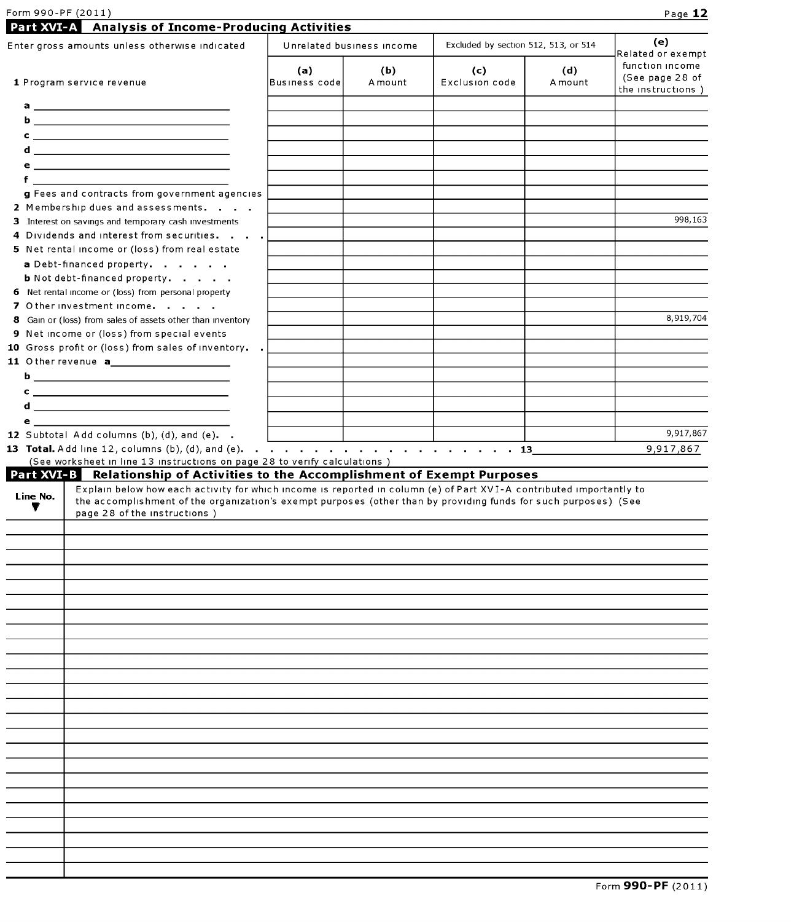Form 990-PF (2011)

## Part XVI-A Analysis of Income-Producing Activities

| Enter gross amounts unless otherwise indicated | Unrelated business income | | Excluded by section 512, 513, or 514 | | (e) Related or exempt function income (See page 28 of the instructions ) |
|---|---|---|---|---|---|
| 1 Program service revenue | (a) Business code | (b) Amount | (c) Exclusion code | (d) Amount | |
| a | | | | | |
| b | | | | | |
| c | | | | | |
| d | | | | | |
| e | | | | | |
| f | | | | | |
| g Fees and contracts from government agencies | | | | | |
| 2 Membership dues and assessments | | | | | |
| 3 Interest on savings and temporary cash investments | | | | | 998,163 |
| 4 Dividends and interest from securities | | | | | |
| 5 Net rental income or (loss) from real estate | | | | | |
| a Debt-financed property | | | | | |
| b Not debt-financed property | | | | | |
| 6 Net rental income or (loss) from personal property | | | | | |
| 7 Other investment income | | | | | |
| 8 Gain or (loss) from sales of assets other than inventory | | | | | 8,919,704 |
| 9 Net income or (loss) from special events | | | | | |
| 10 Gross profit or (loss) from sales of inventory | | | | | |
| 11 Other revenue a | | | | | |
| b | | | | | |
| c | | | | | |
| d | | | | | |
| e | | | | | |
| 12 Subtotal Add columns (b), (d), and (e) | | | | | 9,917,867 |

**13 Total.** Add line 12, columns (b), (d), and (e) . . . . . . . . . . . . . . . . . . . 13 9,917,867

(See worksheet in line 13 instructions on page 28 to verify calculations )

## Part XVI-B Relationship of Activities to the Accomplishment of Exempt Purposes

| Line No. ▼ | Explain below how each activity for which income is reported in column (e) of Part XVI-A contributed importantly to the accomplishment of the organization's exempt purposes (other than by providing funds for such purposes) (See page 28 of the instructions ) |
|---|---|
| | |

Form **990-PF** (2011)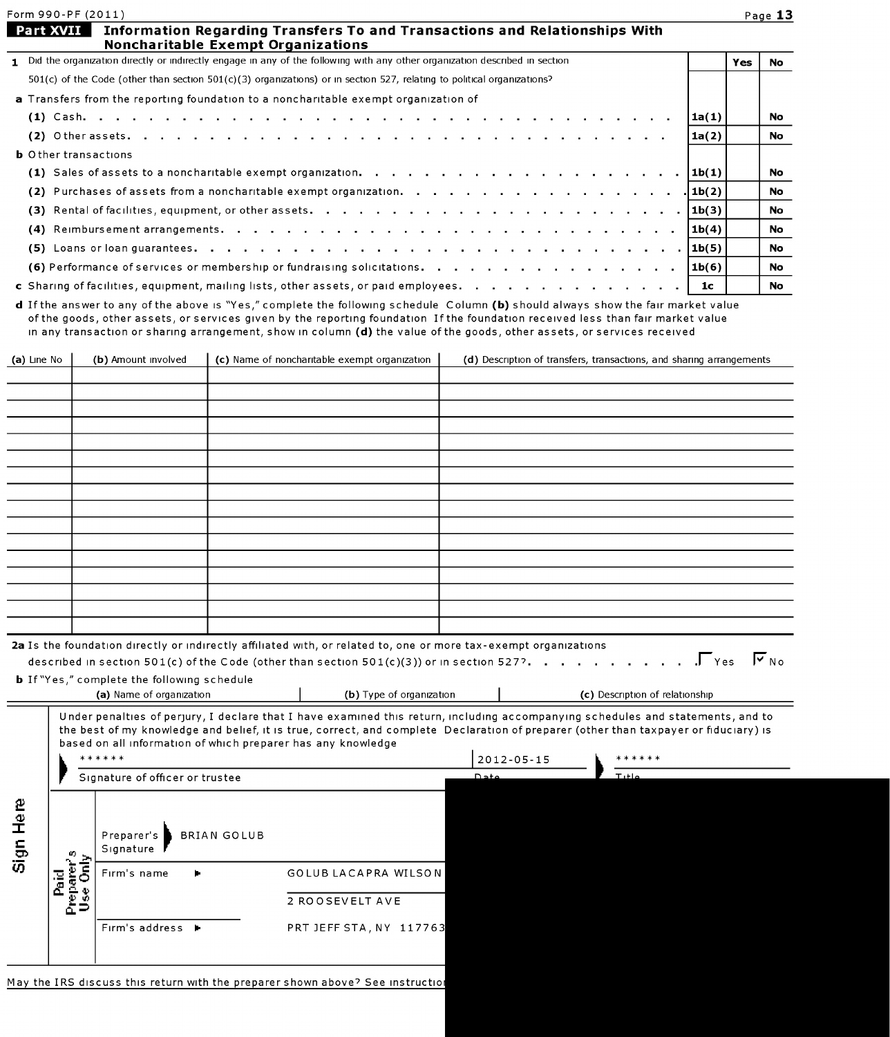Form 990-PF (2011)

## Part XVII Information Regarding Transfers To and Transactions and Relationships With Noncharitable Exempt Organizations

| | | Yes | No |
|---|---|---|---|
| **1** Did the organization directly or indirectly engage in any of the following with any other organization described in section 501(c) of the Code (other than section 501(c)(3) organizations) or in section 527, relating to political organizations? | | | |
| **a** Transfers from the reporting foundation to a noncharitable exempt organization of | | | |
| (1) Cash | 1a(1) | | No |
| (2) Other assets | 1a(2) | | No |
| **b** Other transactions | | | |
| (1) Sales of assets to a noncharitable exempt organization | 1b(1) | | No |
| (2) Purchases of assets from a noncharitable exempt organization | 1b(2) | | No |
| (3) Rental of facilities, equipment, or other assets | 1b(3) | | No |
| (4) Reimbursement arrangements | 1b(4) | | No |
| (5) Loans or loan guarantees | 1b(5) | | No |
| (6) Performance of services or membership or fundraising solicitations | 1b(6) | | No |
| **c** Sharing of facilities, equipment, mailing lists, other assets, or paid employees | 1c | | No |

**d** If the answer to any of the above is "Yes," complete the following schedule Column **(b)** should always show the fair market value of the goods, other assets, or services given by the reporting foundation If the foundation received less than fair market value in any transaction or sharing arrangement, show in column **(d)** the value of the goods, other assets, or services received

| (a) Line No | (b) Amount involved | (c) Name of noncharitable exempt organization | (d) Description of transfers, transactions, and sharing arrangements |
|---|---|---|---|
| | | | |

**2a** Is the foundation directly or indirectly affiliated with, or related to, one or more tax-exempt organizations described in section 501(c) of the Code (other than section 501(c)(3)) or in section 527? ☐ Yes ☑ No

**b** If "Yes," complete the following schedule

| (a) Name of organization | (b) Type of organization | (c) Description of relationship |
|---|---|---|
| | | |

**Sign Here**

Under penalties of perjury, I declare that I have examined this return, including accompanying schedules and statements, and to the best of my knowledge and belief, it is true, correct, and complete Declaration of preparer (other than taxpayer or fiduciary) is based on all information of which preparer has any knowledge

****** | 2012-05-15 | ******

Signature of officer or trustee | Date | Title

**Paid Preparer's Use Only**

Preparer's Signature: BRIAN GOLUB

Firm's name: GOLUB LACAPRA WILSON

Firm's address: 2 ROOSEVELT AVE, PRT JEFF STA, NY 117763

May the IRS discuss this return with the preparer shown above? See instructio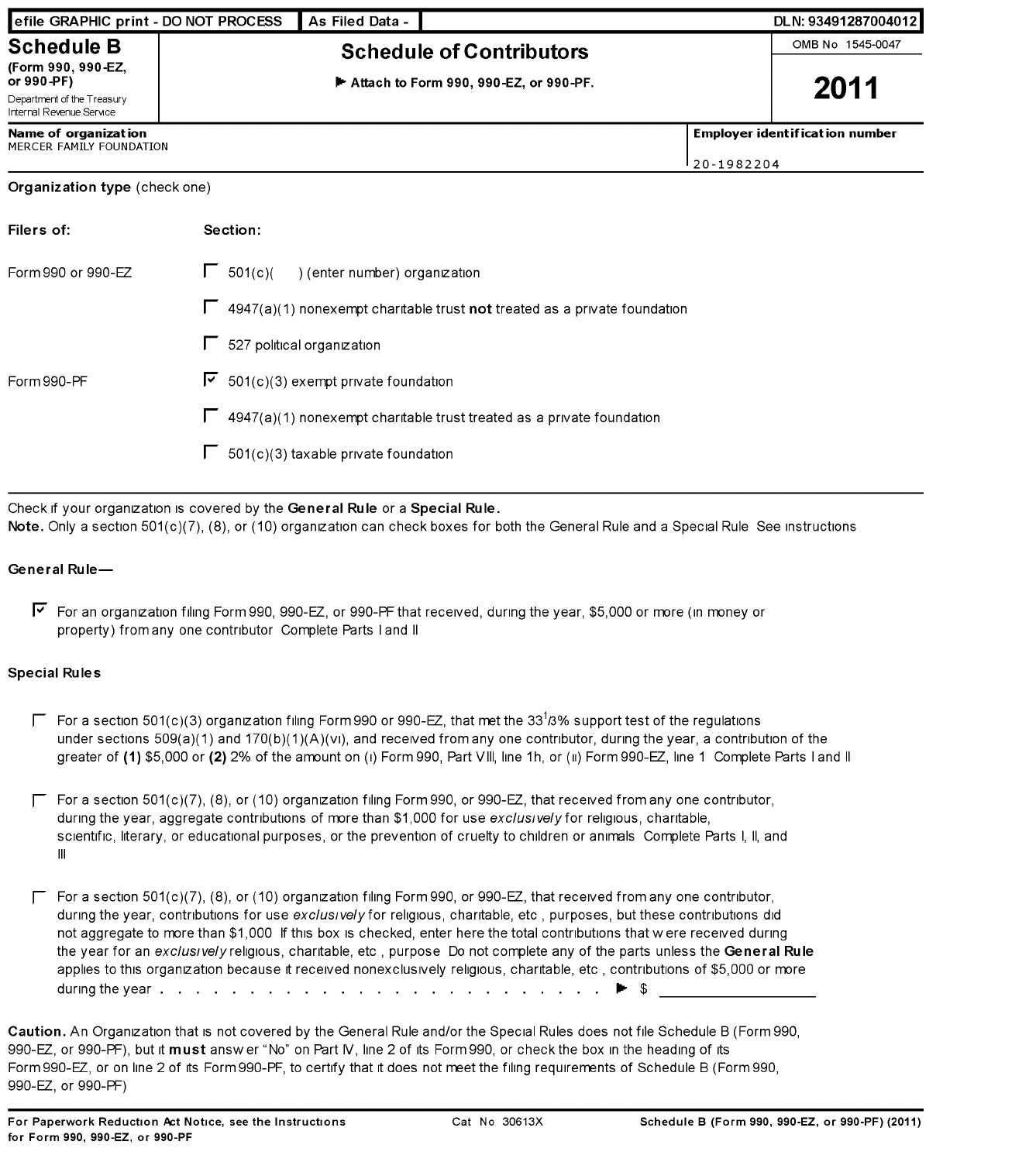efile GRAPHIC print - DO NOT PROCESS | As Filed Data - | DLN: 93491287004012

# Schedule B

**(Form 990, 990-EZ, or 990-PF)**

Department of the Treasury
Internal Revenue Service

## Schedule of Contributors

▶ Attach to Form 990, 990-EZ, or 990-PF.

OMB No 1545-0047

**2011**

| Name of organization | Employer identification number |
|---|---|
| MERCER FAMILY FOUNDATION | 20-1982204 |

**Organization type** (check one)

| Filers of: | Section: |
|---|---|
| Form 990 or 990-EZ | ☐ 501(c)( ) (enter number) organization |
| | ☐ 4947(a)(1) nonexempt charitable trust **not** treated as a private foundation |
| | ☐ 527 political organization |
| Form 990-PF | ☑ 501(c)(3) exempt private foundation |
| | ☐ 4947(a)(1) nonexempt charitable trust treated as a private foundation |
| | ☐ 501(c)(3) taxable private foundation |

Check if your organization is covered by the **General Rule** or a **Special Rule.**

**Note.** Only a section 501(c)(7), (8), or (10) organization can check boxes for both the General Rule and a Special Rule See instructions

**General Rule—**

☑ For an organization filing Form 990, 990-EZ, or 990-PF that received, during the year, $5,000 or more (in money or property) from any one contributor Complete Parts I and II

**Special Rules**

☐ For a section 501(c)(3) organization filing Form 990 or 990-EZ, that met the 33$^1/_3$% support test of the regulations under sections 509(a)(1) and 170(b)(1)(A)(vi), and received from any one contributor, during the year, a contribution of the greater of **(1)** $5,000 or **(2)** 2% of the amount on (i) Form 990, Part VIII, line 1h, or (ii) Form 990-EZ, line 1 Complete Parts I and II

☐ For a section 501(c)(7), (8), or (10) organization filing Form 990, or 990-EZ, that received from any one contributor, during the year, aggregate contributions of more than $1,000 for use *exclusively* for religious, charitable, scientific, literary, or educational purposes, or the prevention of cruelty to children or animals Complete Parts I, II, and III

☐ For a section 501(c)(7), (8), or (10) organization filing Form 990, or 990-EZ, that received from any one contributor, during the year, contributions for use *exclusively* for religious, charitable, etc , purposes, but these contributions did not aggregate to more than $1,000 If this box is checked, enter here the total contributions that were received during the year for an *exclusively* religious, charitable, etc , purpose Do not complete any of the parts unless the **General Rule** applies to this organization because it received nonexclusively religious, charitable, etc , contributions of $5,000 or more during the year . . . . . . . . . . . . . . . . . . . . . . . . . . ▶ $ ____________

**Caution.** An Organization that is not covered by the General Rule and/or the Special Rules does not file Schedule B (Form 990, 990-EZ, or 990-PF), but it **must** answer "No" on Part IV, line 2 of its Form 990, or check the box in the heading of its Form 990-EZ, or on line 2 of its Form 990-PF, to certify that it does not meet the filing requirements of Schedule B (Form 990, 990-EZ, or 990-PF)

**For Paperwork Reduction Act Notice, see the Instructions for Form 990, 990-EZ, or 990-PF** Cat No 30613X **Schedule B (Form 990, 990-EZ, or 990-PF) (2011)**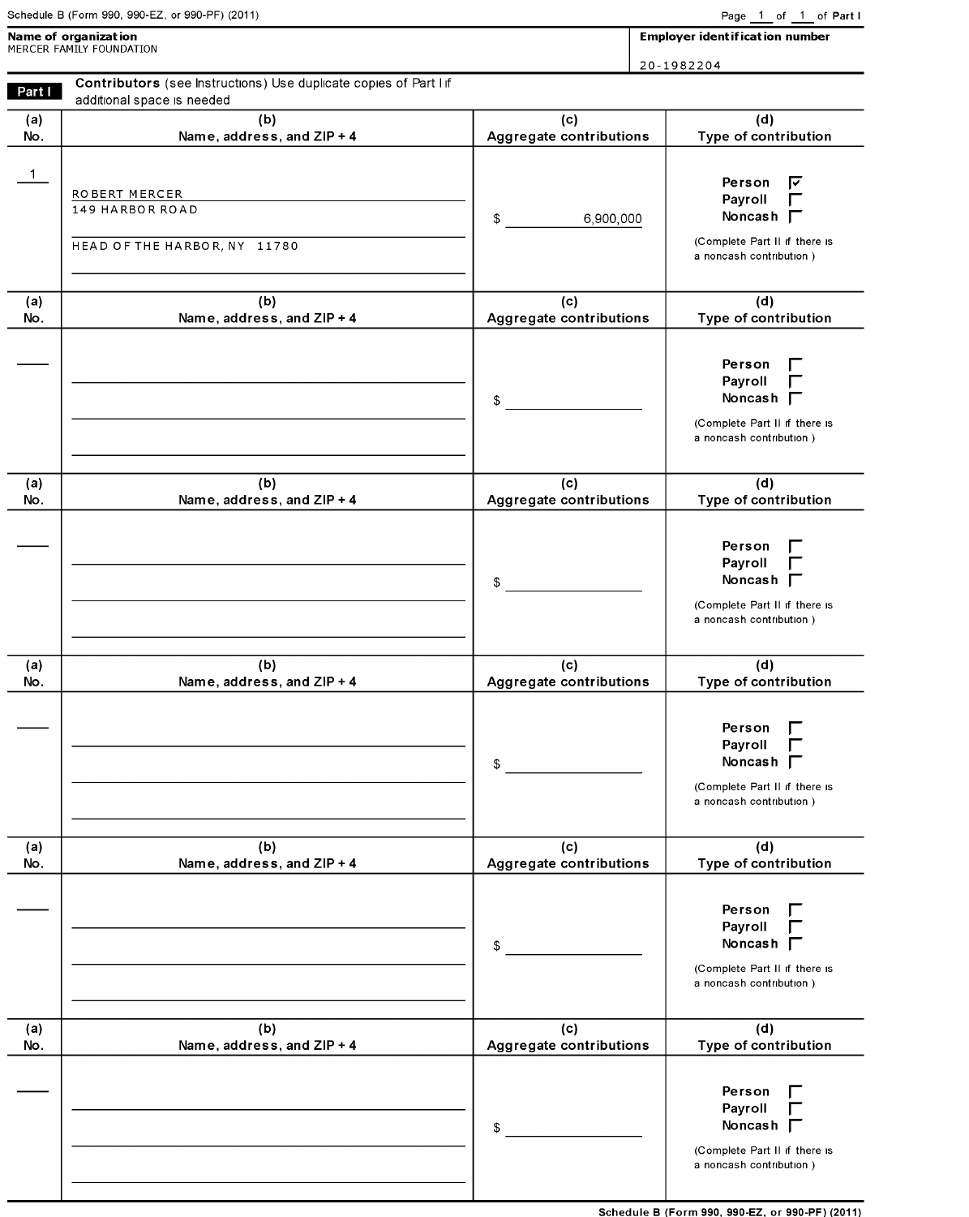Schedule B (Form 990, 990-EZ, or 990-PF) (2011)

Page 1 of 1 of Part I

**Name of organization**
MERCER FAMILY FOUNDATION

**Employer identification number**
20-1982204

**Part I** **Contributors** (see Instructions) Use duplicate copies of Part I if additional space is needed

| (a) No. | (b) Name, address, and ZIP + 4 | (c) Aggregate contributions | (d) Type of contribution |
|---|---|---|---|
| 1 | ROBERT MERCER<br>149 HARBOR ROAD<br>HEAD OF THE HARBOR, NY 11780 | $ 6,900,000 | Person ☑<br>Payroll ☐<br>Noncash ☐<br>(Complete Part II if there is a noncash contribution ) |
| | | $ | Person ☐<br>Payroll ☐<br>Noncash ☐<br>(Complete Part II if there is a noncash contribution ) |
| | | $ | Person ☐<br>Payroll ☐<br>Noncash ☐<br>(Complete Part II if there is a noncash contribution ) |
| | | $ | Person ☐<br>Payroll ☐<br>Noncash ☐<br>(Complete Part II if there is a noncash contribution ) |
| | | $ | Person ☐<br>Payroll ☐<br>Noncash ☐<br>(Complete Part II if there is a noncash contribution ) |
| | | $ | Person ☐<br>Payroll ☐<br>Noncash ☐<br>(Complete Part II if there is a noncash contribution ) |

Schedule B (Form 990, 990-EZ, or 990-PF) (2011)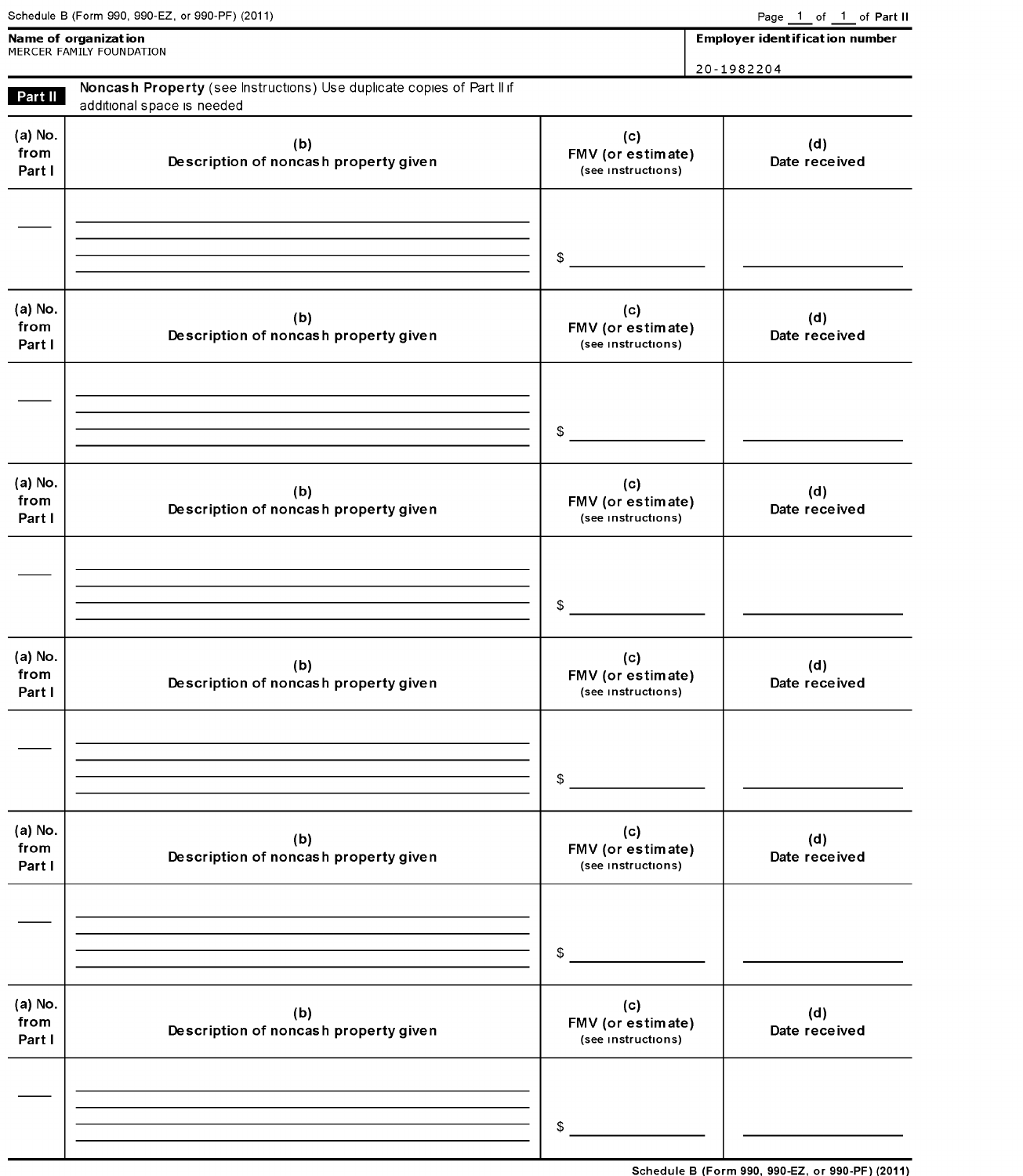Schedule B (Form 990, 990-EZ, or 990-PF) (2011)

Page 1 of 1 of Part II

**Name of organization**
MERCER FAMILY FOUNDATION

**Employer identification number**
20-1982204

**Part II** **Noncash Property** (see Instructions) Use duplicate copies of Part II if additional space is needed

| (a) No. from Part I | (b) Description of noncash property given | (c) FMV (or estimate) (see instructions) | (d) Date received |
|---|---|---|---|
| | | $ | |

| (a) No. from Part I | (b) Description of noncash property given | (c) FMV (or estimate) (see instructions) | (d) Date received |
|---|---|---|---|
| | | $ | |

| (a) No. from Part I | (b) Description of noncash property given | (c) FMV (or estimate) (see instructions) | (d) Date received |
|---|---|---|---|
| | | $ | |

| (a) No. from Part I | (b) Description of noncash property given | (c) FMV (or estimate) (see instructions) | (d) Date received |
|---|---|---|---|
| | | $ | |

| (a) No. from Part I | (b) Description of noncash property given | (c) FMV (or estimate) (see instructions) | (d) Date received |
|---|---|---|---|
| | | $ | |

| (a) No. from Part I | (b) Description of noncash property given | (c) FMV (or estimate) (see instructions) | (d) Date received |
|---|---|---|---|
| | | $ | |

Schedule B (Form 990, 990-EZ, or 990-PF) (2011)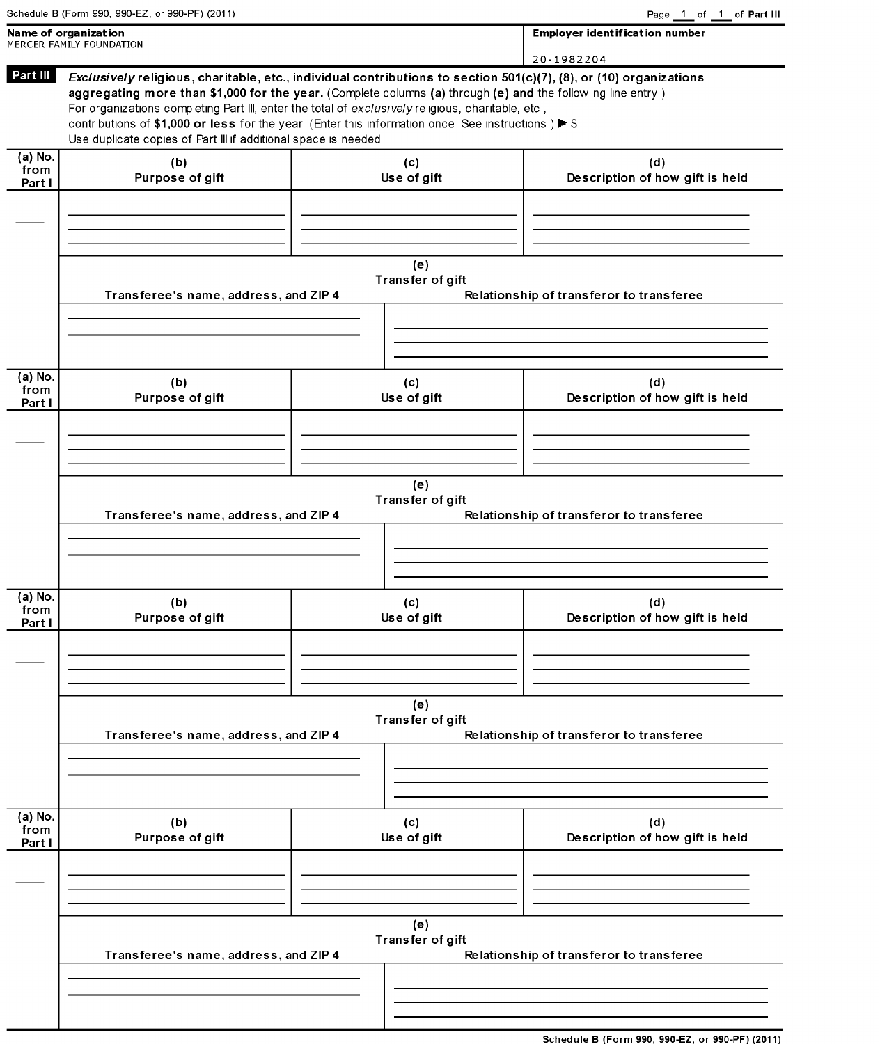Schedule B (Form 990, 990-EZ, or 990-PF) (2011)

Page 1 of 1 of **Part III**

| **Name of organization** | **Employer identification number** |
|---|---|
| MERCER FAMILY FOUNDATION | 20-1982204 |

**Part III** ***Exclusively*** **religious, charitable, etc., individual contributions to section 501(c)(7), (8), or (10) organizations aggregating more than $1,000 for the year.** (Complete columns **(a)** through **(e) and** the following line entry )
For organizations completing Part III, enter the total of *exclusively* religious, charitable, etc , contributions of **$1,000 or less** for the year (Enter this information once See instructions ) ▶ $
Use duplicate copies of Part III if additional space is needed

| (a) No. from Part I | (b) Purpose of gift | (c) Use of gift | (d) Description of how gift is held |
|---|---|---|---|
| | | | |

| (e) Transfer of gift | |
|---|---|
| Transferee's name, address, and ZIP 4 | Relationship of transferor to transferee |
| | |

| (a) No. from Part I | (b) Purpose of gift | (c) Use of gift | (d) Description of how gift is held |
|---|---|---|---|
| | | | |

| (e) Transfer of gift | |
|---|---|
| Transferee's name, address, and ZIP 4 | Relationship of transferor to transferee |
| | |

| (a) No. from Part I | (b) Purpose of gift | (c) Use of gift | (d) Description of how gift is held |
|---|---|---|---|
| | | | |

| (e) Transfer of gift | |
|---|---|
| Transferee's name, address, and ZIP 4 | Relationship of transferor to transferee |
| | |

| (a) No. from Part I | (b) Purpose of gift | (c) Use of gift | (d) Description of how gift is held |
|---|---|---|---|
| | | | |

| (e) Transfer of gift | |
|---|---|
| Transferee's name, address, and ZIP 4 | Relationship of transferor to transferee |
| | |

Schedule B (Form 990, 990-EZ, or 990-PF) (2011)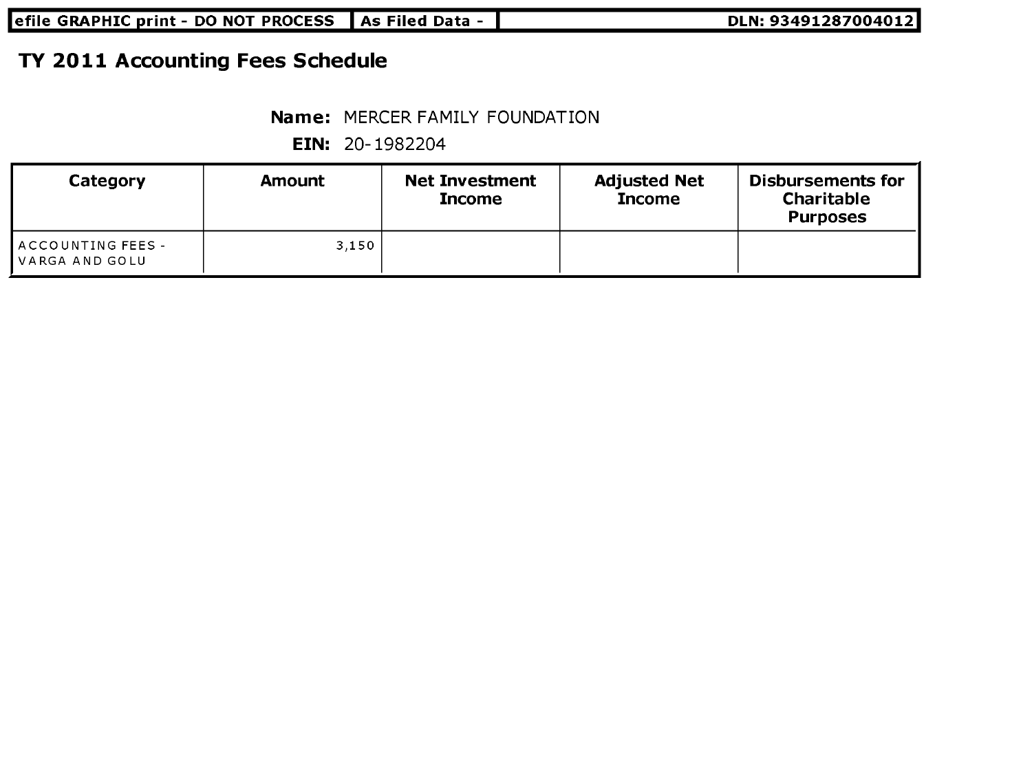efile GRAPHIC print - DO NOT PROCESS | As Filed Data - | DLN: 93491287004012

# TY 2011 Accounting Fees Schedule

**Name:** MERCER FAMILY FOUNDATION

**EIN:** 20-1982204

| Category | Amount | Net Investment Income | Adjusted Net Income | Disbursements for Charitable Purposes |
|---|---|---|---|---|
| ACCOUNTING FEES - VARGA AND GOLU | 3,150 | | | |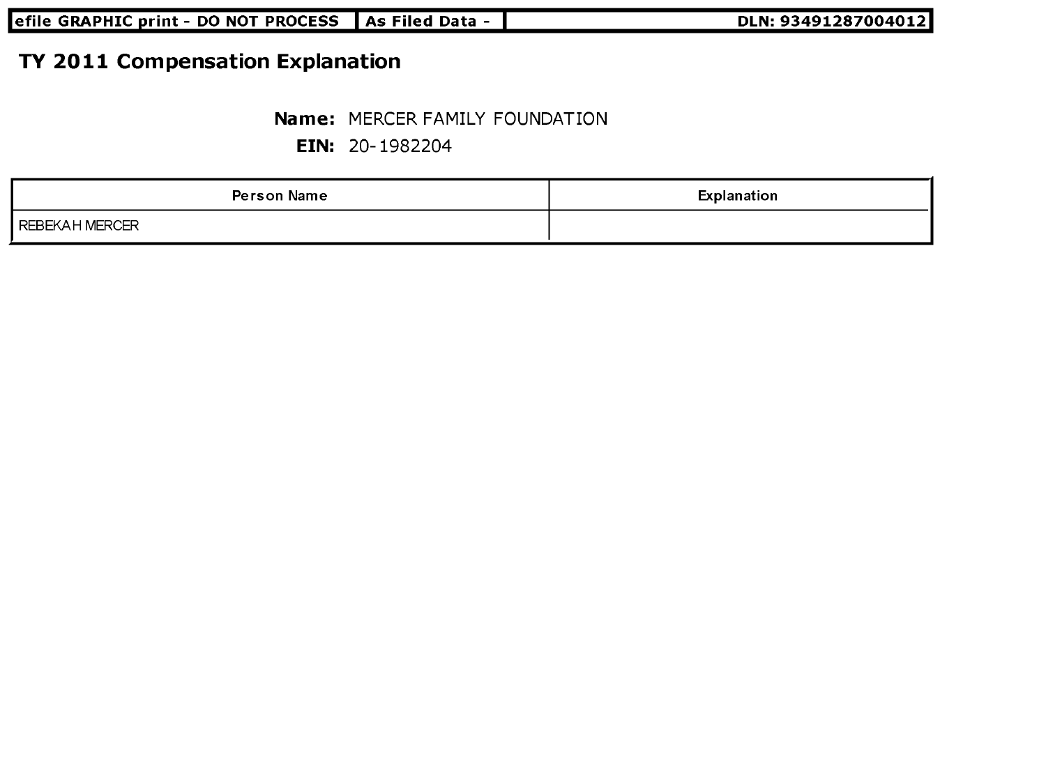| efile GRAPHIC print - DO NOT PROCESS | As Filed Data - | DLN: 93491287004012 |
|---|---|---|

# TY 2011 Compensation Explanation

**Name:** MERCER FAMILY FOUNDATION

**EIN:** 20-1982204

| Person Name | Explanation |
|---|---|
| REBEKAH MERCER | |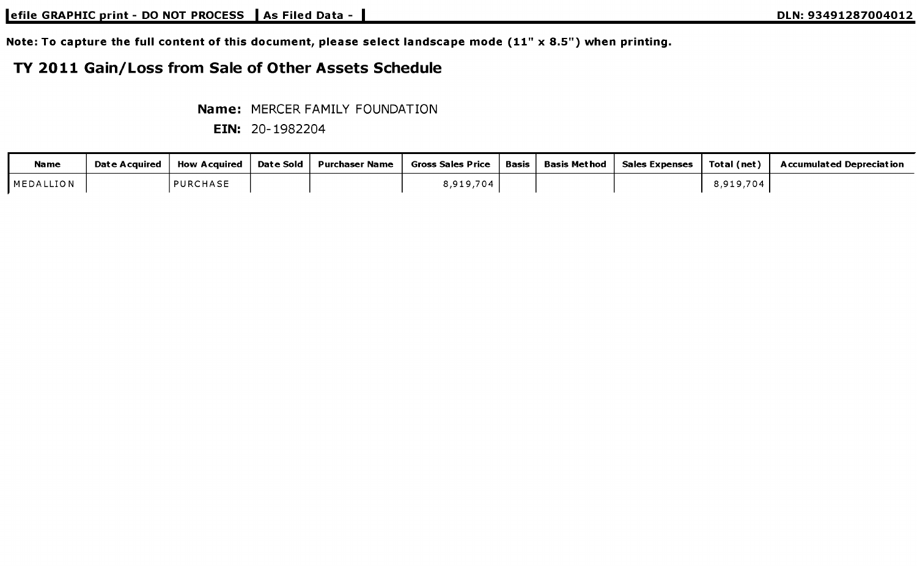efile GRAPHIC print - DO NOT PROCESS | As Filed Data - | DLN: 93491287004012

**Note: To capture the full content of this document, please select landscape mode (11" x 8.5") when printing.**

## TY 2011 Gain/Loss from Sale of Other Assets Schedule

**Name:** MERCER FAMILY FOUNDATION

**EIN:** 20-1982204

| Name | Date Acquired | How Acquired | Date Sold | Purchaser Name | Gross Sales Price | Basis | Basis Method | Sales Expenses | Total (net) | Accumulated Depreciation |
|---|---|---|---|---|---|---|---|---|---|---|
| MEDALLION | | PURCHASE | | | 8,919,704 | | | | 8,919,704 | |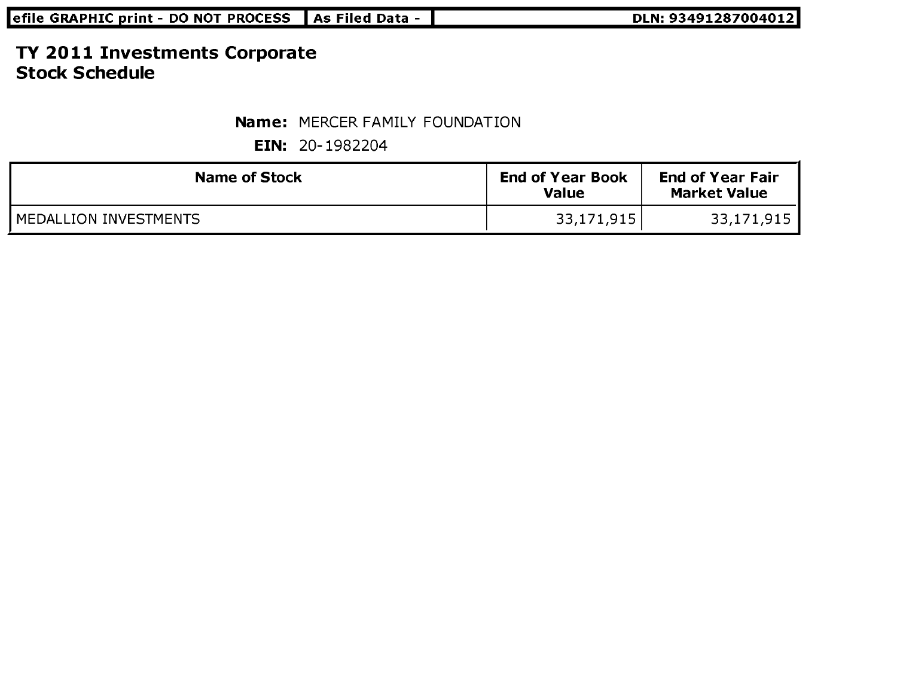efile GRAPHIC print - DO NOT PROCESS | As Filed Data - | DLN: 93491287004012

# TY 2011 Investments Corporate Stock Schedule

**Name:** MERCER FAMILY FOUNDATION

**EIN:** 20-1982204

| Name of Stock | End of Year Book Value | End of Year Fair Market Value |
|---|---|---|
| MEDALLION INVESTMENTS | 33,171,915 | 33,171,915 |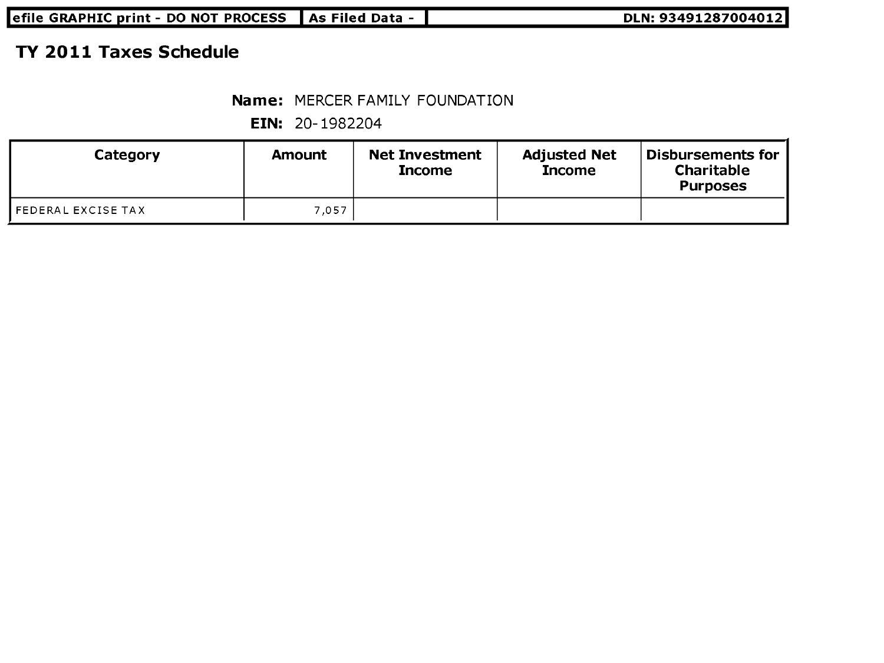efile GRAPHIC print - DO NOT PROCESS | As Filed Data - | DLN: 93491287004012

# TY 2011 Taxes Schedule

**Name:** MERCER FAMILY FOUNDATION

**EIN:** 20-1982204

| Category | Amount | Net Investment Income | Adjusted Net Income | Disbursements for Charitable Purposes |
|---|---|---|---|---|
| FEDERAL EXCISE TAX | 7,057 | | | |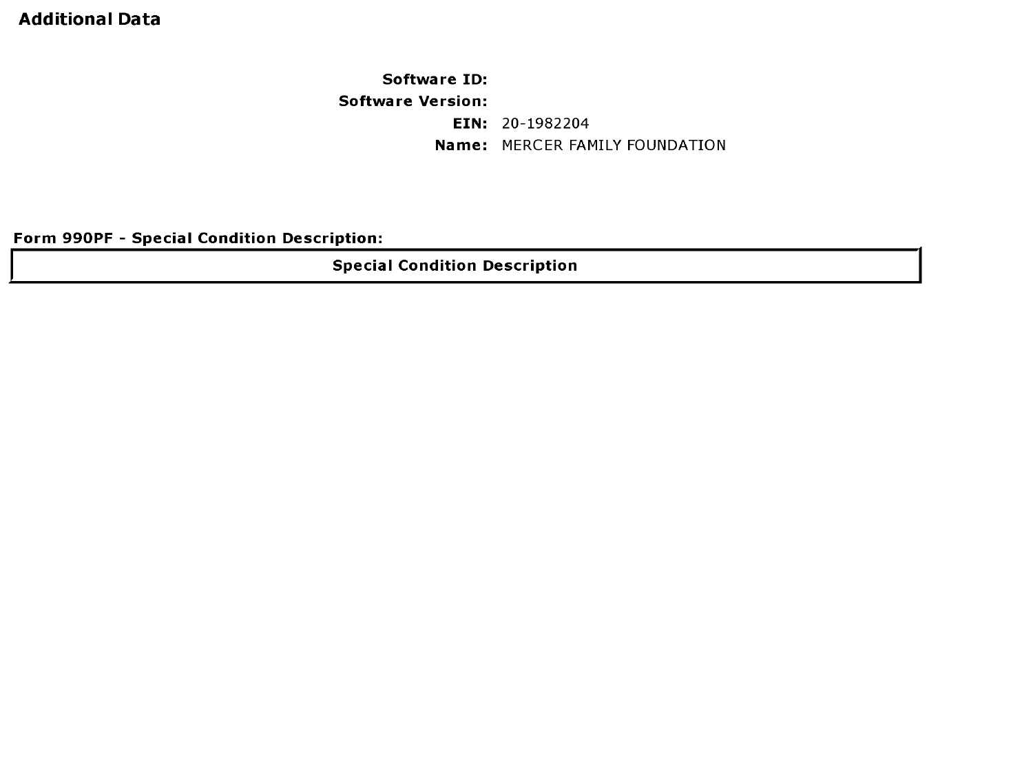# Additional Data

**Software ID:**
**Software Version:**
**EIN:** 20-1982204
**Name:** MERCER FAMILY FOUNDATION

**Form 990PF - Special Condition Description:**

| Special Condition Description |
| --- |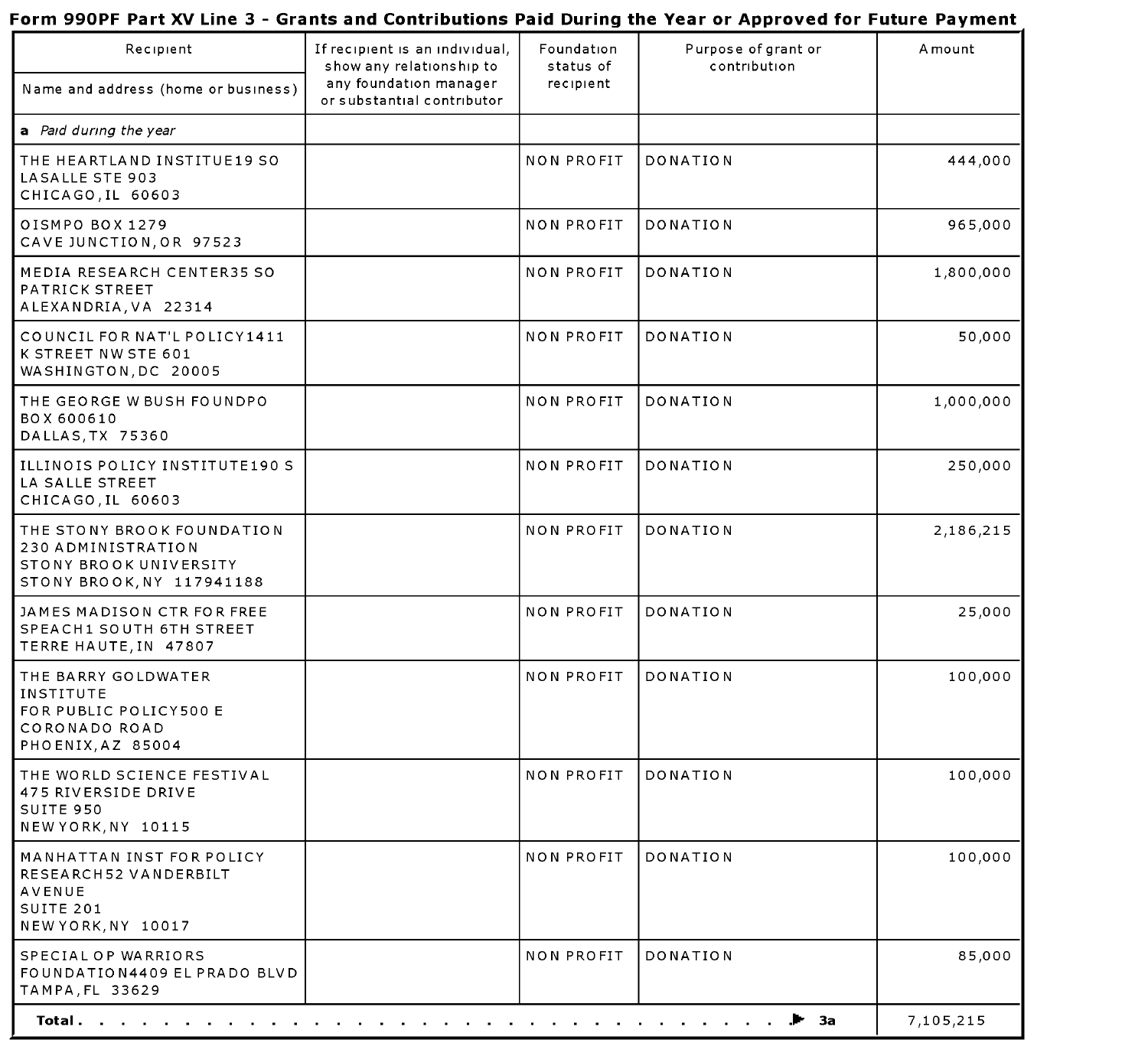## Form 990PF Part XV Line 3 - Grants and Contributions Paid During the Year or Approved for Future Payment

| Recipient<br>Name and address (home or business) | If recipient is an individual, show any relationship to any foundation manager or substantial contributor | Foundation status of recipient | Purpose of grant or contribution | Amount |
|---|---|---|---|---|
| **a** *Paid during the year* | | | | |
| THE HEARTLAND INSTITUE19 SO LASALLE STE 903 CHICAGO, IL 60603 | | NON PROFIT | DONATION | 444,000 |
| OISMPO BOX 1279 CAVE JUNCTION, OR 97523 | | NON PROFIT | DONATION | 965,000 |
| MEDIA RESEARCH CENTER35 SO PATRICK STREET ALEXANDRIA, VA 22314 | | NON PROFIT | DONATION | 1,800,000 |
| COUNCIL FOR NAT'L POLICY1411 K STREET NW STE 601 WASHINGTON, DC 20005 | | NON PROFIT | DONATION | 50,000 |
| THE GEORGE W BUSH FOUNDPO BOX 600610 DALLAS, TX 75360 | | NON PROFIT | DONATION | 1,000,000 |
| ILLINOIS POLICY INSTITUTE190 S LA SALLE STREET CHICAGO, IL 60603 | | NON PROFIT | DONATION | 250,000 |
| THE STONY BROOK FOUNDATION 230 ADMINISTRATION STONY BROOK UNIVERSITY STONY BROOK, NY 117941188 | | NON PROFIT | DONATION | 2,186,215 |
| JAMES MADISON CTR FOR FREE SPEACH1 SOUTH 6TH STREET TERRE HAUTE, IN 47807 | | NON PROFIT | DONATION | 25,000 |
| THE BARRY GOLDWATER INSTITUTE FOR PUBLIC POLICY500 E CORONADO ROAD PHOENIX, AZ 85004 | | NON PROFIT | DONATION | 100,000 |
| THE WORLD SCIENCE FESTIVAL 475 RIVERSIDE DRIVE SUITE 950 NEW YORK, NY 10115 | | NON PROFIT | DONATION | 100,000 |
| MANHATTAN INST FOR POLICY RESEARCH52 VANDERBILT AVENUE SUITE 201 NEW YORK, NY 10017 | | NON PROFIT | DONATION | 100,000 |
| SPECIAL OP WARRIORS FOUNDATION4409 EL PRADO BLVD TAMPA, FL 33629 | | NON PROFIT | DONATION | 85,000 |
| **Total** . . . . . . . . . . . . . . . . . . . . . . . . . . . . . ▶ 3a | | | | 7,105,215 |